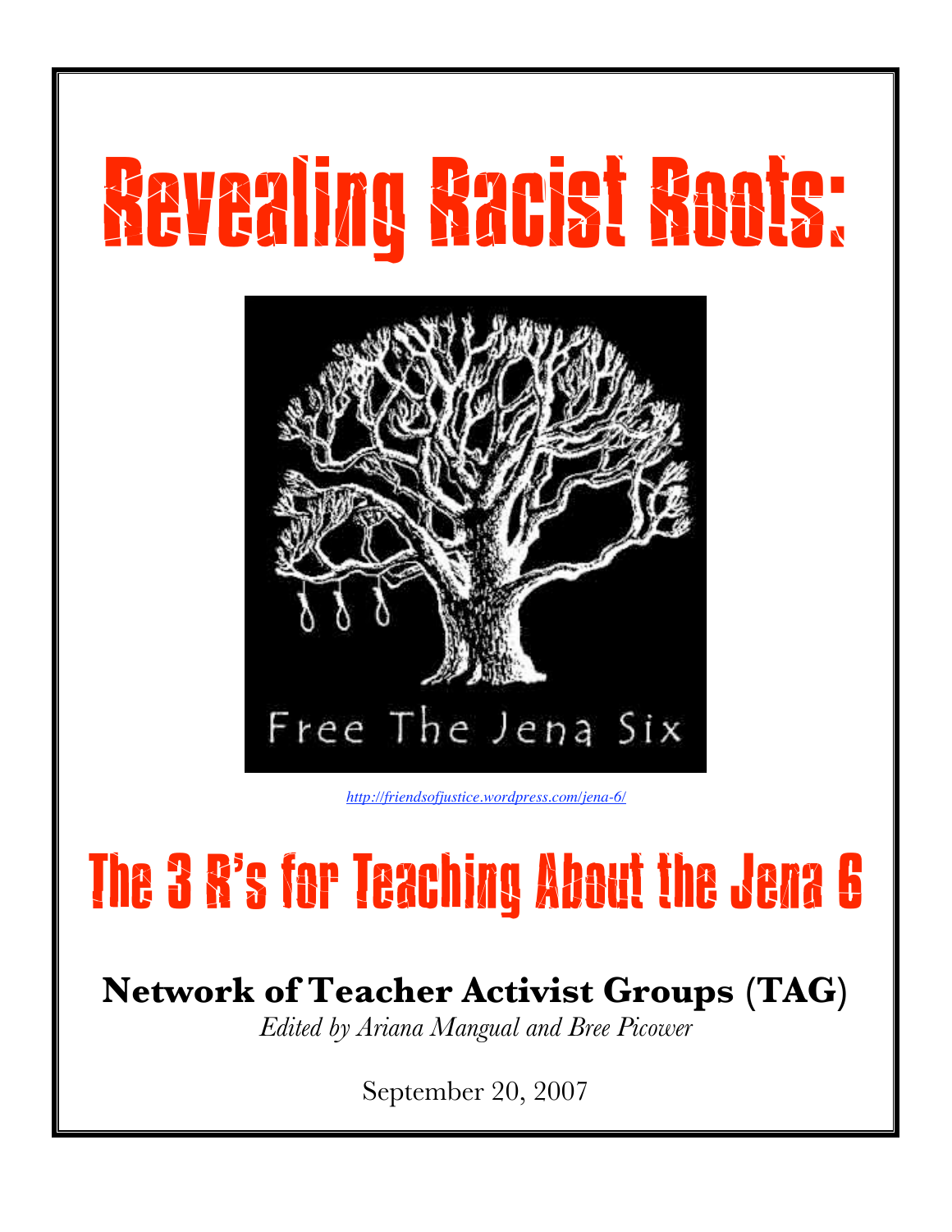# Revealing Racist Roots:

Free The Jena Six

http://friendsofjustice.wordpress.com/jena-6/

# The 3 R's for Teaching About the Jena 6

**Network of Teacher Activist Groups (TAG)**

*Edited by Ariana Mangual and Bree Picower*

September 20, 2007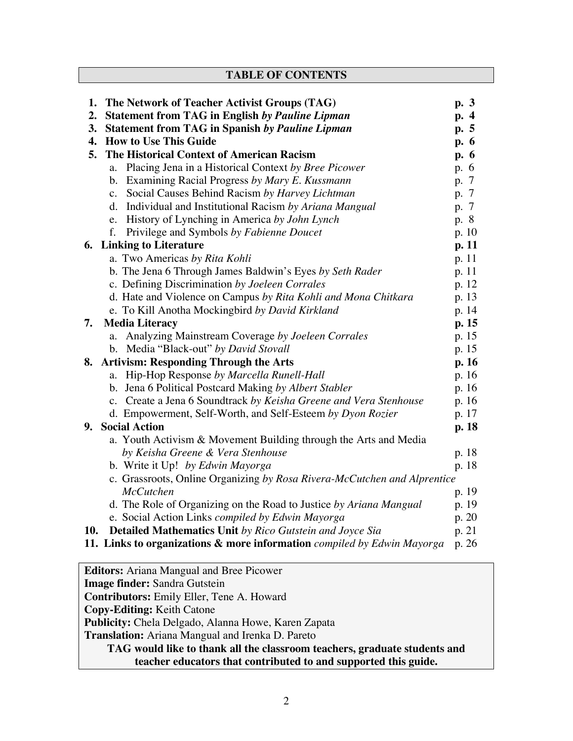## TABLE OF CONTENTS

1. **The Network of Teacher Activist Groups (TAG)** — **p. 3**
2. **Statement from TAG in English *by Pauline Lipman*** — **p. 4**
3. **Statement from TAG in Spanish *by Pauline Lipman*** — **p. 5**
4. **How to Use This Guide** — **p. 6**
5. **The Historical Context of American Racism** — **p. 6**
   - a. Placing Jena in a Historical Context *by Bree Picower* — p. 6
   - b. Examining Racial Progress *by Mary E. Kussmann* — p. 7
   - c. Social Causes Behind Racism *by Harvey Lichtman* — p. 7
   - d. Individual and Institutional Racism *by Ariana Mangual* — p. 7
   - e. History of Lynching in America *by John Lynch* — p. 8
   - f. Privilege and Symbols *by Fabienne Doucet* — p. 10
6. **Linking to Literature** — **p. 11**
   - a. Two Americas *by Rita Kohli* — p. 11
   - b. The Jena 6 Through James Baldwin's Eyes *by Seth Rader* — p. 11
   - c. Defining Discrimination *by Joeleen Corrales* — p. 12
   - d. Hate and Violence on Campus *by Rita Kohli and Mona Chitkara* — p. 13
   - e. To Kill Anotha Mockingbird *by David Kirkland* — p. 14
7. **Media Literacy** — **p. 15**
   - a. Analyzing Mainstream Coverage *by Joeleen Corrales* — p. 15
   - b. Media "Black-out" *by David Stovall* — p. 15
8. **Artivism: Responding Through the Arts** — **p. 16**
   - a. Hip-Hop Response *by Marcella Runell-Hall* — p. 16
   - b. Jena 6 Political Postcard Making *by Albert Stabler* — p. 16
   - c. Create a Jena 6 Soundtrack *by Keisha Greene and Vera Stenhouse* — p. 16
   - d. Empowerment, Self-Worth, and Self-Esteem *by Dyon Rozier* — p. 17
9. **Social Action** — **p. 18**
   - a. Youth Activism & Movement Building through the Arts and Media *by Keisha Greene & Vera Stenhouse* — p. 18
   - b. Write it Up! *by Edwin Mayorga* — p. 18
   - c. Grassroots, Online Organizing *by Rosa Rivera-McCutchen and Alprentice McCutchen* — p. 19
   - d. The Role of Organizing on the Road to Justice *by Ariana Mangual* — p. 19
   - e. Social Action Links *compiled by Edwin Mayorga* — p. 20
10. **Detailed Mathematics Unit** *by Rico Gutstein and Joyce Sia* — p. 21
11. **Links to organizations & more information** *compiled by Edwin Mayorga* — p. 26

**Editors:** Ariana Mangual and Bree Picower
**Image finder:** Sandra Gutstein
**Contributors:** Emily Eller, Tene A. Howard
**Copy-Editing:** Keith Catone
**Publicity:** Chela Delgado, Alanna Howe, Karen Zapata
**Translation:** Ariana Mangual and Irenka D. Pareto

**TAG would like to thank all the classroom teachers, graduate students and teacher educators that contributed to and supported this guide.**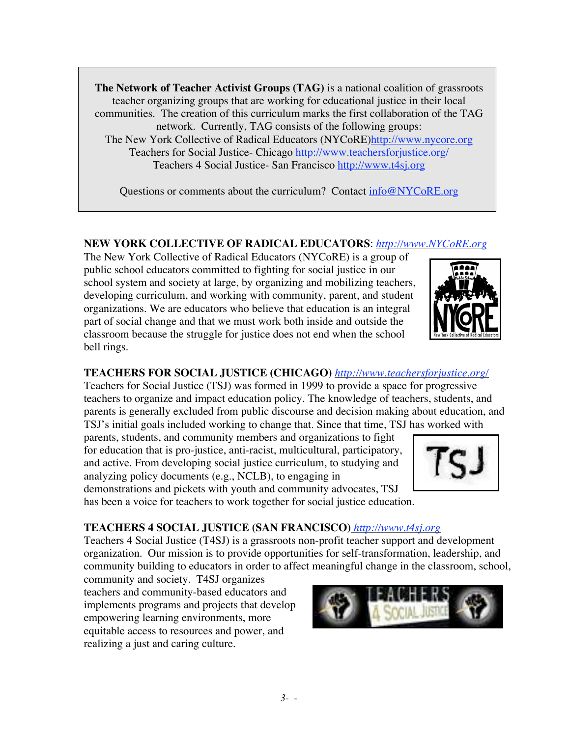**The Network of Teacher Activist Groups (TAG)** is a national coalition of grassroots teacher organizing groups that are working for educational justice in their local communities. The creation of this curriculum marks the first collaboration of the TAG network. Currently, TAG consists of the following groups:

The New York Collective of Radical Educators (NYCoRE)http://www.nycore.org

Teachers for Social Justice- Chicago http://www.teachersforjustice.org/

Teachers 4 Social Justice- San Francisco http://www.t4sj.org

Questions or comments about the curriculum? Contact info@NYCoRE.org

**NEW YORK COLLECTIVE OF RADICAL EDUCATORS**: *http://www.NYCoRE.org*

The New York Collective of Radical Educators (NYCoRE) is a group of public school educators committed to fighting for social justice in our school system and society at large, by organizing and mobilizing teachers, developing curriculum, and working with community, parent, and student organizations. We are educators who believe that education is an integral part of social change and that we must work both inside and outside the classroom because the struggle for justice does not end when the school bell rings.

**TEACHERS FOR SOCIAL JUSTICE (CHICAGO)** *http://www.teachersforjustice.org/*

Teachers for Social Justice (TSJ) was formed in 1999 to provide a space for progressive teachers to organize and impact education policy. The knowledge of teachers, students, and parents is generally excluded from public discourse and decision making about education, and TSJ's initial goals included working to change that. Since that time, TSJ has worked with parents, students, and community members and organizations to fight for education that is pro-justice, anti-racist, multicultural, participatory, and active. From developing social justice curriculum, to studying and analyzing policy documents (e.g., NCLB), to engaging in demonstrations and pickets with youth and community advocates, TSJ has been a voice for teachers to work together for social justice education.

**TEACHERS 4 SOCIAL JUSTICE (SAN FRANCISCO)** *http://www.t4sj.org*

Teachers 4 Social Justice (T4SJ) is a grassroots non-profit teacher support and development organization. Our mission is to provide opportunities for self-transformation, leadership, and community building to educators in order to affect meaningful change in the classroom, school, community and society. T4SJ organizes teachers and community-based educators and implements programs and projects that develop empowering learning environments, more equitable access to resources and power, and realizing a just and caring culture.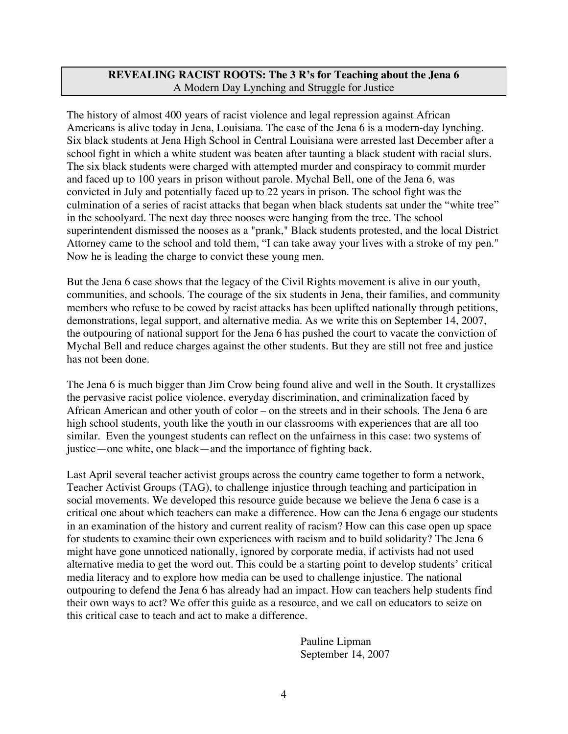**REVEALING RACIST ROOTS: The 3 R's for Teaching about the Jena 6**
A Modern Day Lynching and Struggle for Justice

The history of almost 400 years of racist violence and legal repression against African Americans is alive today in Jena, Louisiana. The case of the Jena 6 is a modern-day lynching. Six black students at Jena High School in Central Louisiana were arrested last December after a school fight in which a white student was beaten after taunting a black student with racial slurs. The six black students were charged with attempted murder and conspiracy to commit murder and faced up to 100 years in prison without parole. Mychal Bell, one of the Jena 6, was convicted in July and potentially faced up to 22 years in prison. The school fight was the culmination of a series of racist attacks that began when black students sat under the "white tree" in the schoolyard. The next day three nooses were hanging from the tree. The school superintendent dismissed the nooses as a "prank," Black students protested, and the local District Attorney came to the school and told them, "I can take away your lives with a stroke of my pen." Now he is leading the charge to convict these young men.

But the Jena 6 case shows that the legacy of the Civil Rights movement is alive in our youth, communities, and schools. The courage of the six students in Jena, their families, and community members who refuse to be cowed by racist attacks has been uplifted nationally through petitions, demonstrations, legal support, and alternative media. As we write this on September 14, 2007, the outpouring of national support for the Jena 6 has pushed the court to vacate the conviction of Mychal Bell and reduce charges against the other students. But they are still not free and justice has not been done.

The Jena 6 is much bigger than Jim Crow being found alive and well in the South. It crystallizes the pervasive racist police violence, everyday discrimination, and criminalization faced by African American and other youth of color – on the streets and in their schools. The Jena 6 are high school students, youth like the youth in our classrooms with experiences that are all too similar. Even the youngest students can reflect on the unfairness in this case: two systems of justice—one white, one black—and the importance of fighting back.

Last April several teacher activist groups across the country came together to form a network, Teacher Activist Groups (TAG), to challenge injustice through teaching and participation in social movements. We developed this resource guide because we believe the Jena 6 case is a critical one about which teachers can make a difference. How can the Jena 6 engage our students in an examination of the history and current reality of racism? How can this case open up space for students to examine their own experiences with racism and to build solidarity? The Jena 6 might have gone unnoticed nationally, ignored by corporate media, if activists had not used alternative media to get the word out. This could be a starting point to develop students' critical media literacy and to explore how media can be used to challenge injustice. The national outpouring to defend the Jena 6 has already had an impact. How can teachers help students find their own ways to act? We offer this guide as a resource, and we call on educators to seize on this critical case to teach and act to make a difference.

Pauline Lipman
September 14, 2007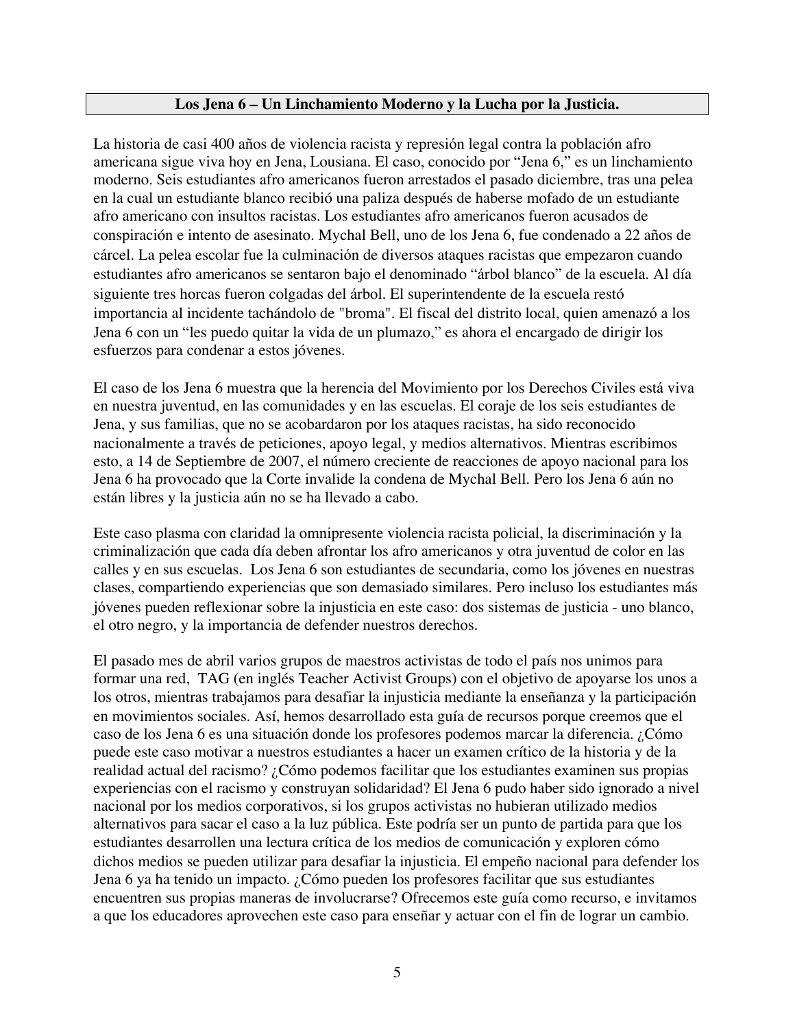## Los Jena 6 – Un Linchamiento Moderno y la Lucha por la Justicia.

La historia de casi 400 años de violencia racista y represión legal contra la población afro americana sigue viva hoy en Jena, Lousiana. El caso, conocido por "Jena 6," es un linchamiento moderno. Seis estudiantes afro americanos fueron arrestados el pasado diciembre, tras una pelea en la cual un estudiante blanco recibió una paliza después de haberse mofado de un estudiante afro americano con insultos racistas. Los estudiantes afro americanos fueron acusados de conspiración e intento de asesinato. Mychal Bell, uno de los Jena 6, fue condenado a 22 años de cárcel. La pelea escolar fue la culminación de diversos ataques racistas que empezaron cuando estudiantes afro americanos se sentaron bajo el denominado "árbol blanco" de la escuela. Al día siguiente tres horcas fueron colgadas del árbol. El superintendente de la escuela restó importancia al incidente tachándolo de "broma". El fiscal del distrito local, quien amenazó a los Jena 6 con un "les puedo quitar la vida de un plumazo," es ahora el encargado de dirigir los esfuerzos para condenar a estos jóvenes.

El caso de los Jena 6 muestra que la herencia del Movimiento por los Derechos Civiles está viva en nuestra juventud, en las comunidades y en las escuelas. El coraje de los seis estudiantes de Jena, y sus familias, que no se acobardaron por los ataques racistas, ha sido reconocido nacionalmente a través de peticiones, apoyo legal, y medios alternativos. Mientras escribimos esto, a 14 de Septiembre de 2007, el número creciente de reacciones de apoyo nacional para los Jena 6 ha provocado que la Corte invalide la condena de Mychal Bell. Pero los Jena 6 aún no están libres y la justicia aún no se ha llevado a cabo.

Este caso plasma con claridad la omnipresente violencia racista policial, la discriminación y la criminalización que cada día deben afrontar los afro americanos y otra juventud de color en las calles y en sus escuelas. Los Jena 6 son estudiantes de secundaria, como los jóvenes en nuestras clases, compartiendo experiencias que son demasiado similares. Pero incluso los estudiantes más jóvenes pueden reflexionar sobre la injusticia en este caso: dos sistemas de justicia - uno blanco, el otro negro, y la importancia de defender nuestros derechos.

El pasado mes de abril varios grupos de maestros activistas de todo el país nos unimos para formar una red, TAG (en inglés Teacher Activist Groups) con el objetivo de apoyarse los unos a los otros, mientras trabajamos para desafiar la injusticia mediante la enseñanza y la participación en movimientos sociales. Así, hemos desarrollado esta guía de recursos porque creemos que el caso de los Jena 6 es una situación donde los profesores podemos marcar la diferencia. ¿Cómo puede este caso motivar a nuestros estudiantes a hacer un examen crítico de la historia y de la realidad actual del racismo? ¿Cómo podemos facilitar que los estudiantes examinen sus propias experiencias con el racismo y construyan solidaridad? El Jena 6 pudo haber sido ignorado a nivel nacional por los medios corporativos, si los grupos activistas no hubieran utilizado medios alternativos para sacar el caso a la luz pública. Este podría ser un punto de partida para que los estudiantes desarrollen una lectura crítica de los medios de comunicación y exploren cómo dichos medios se pueden utilizar para desafiar la injusticia. El empeño nacional para defender los Jena 6 ya ha tenido un impacto. ¿Cómo pueden los profesores facilitar que sus estudiantes encuentren sus propias maneras de involucrarse? Ofrecemos este guía como recurso, e invitamos a que los educadores aprovechen este caso para enseñar y actuar con el fin de lograr un cambio.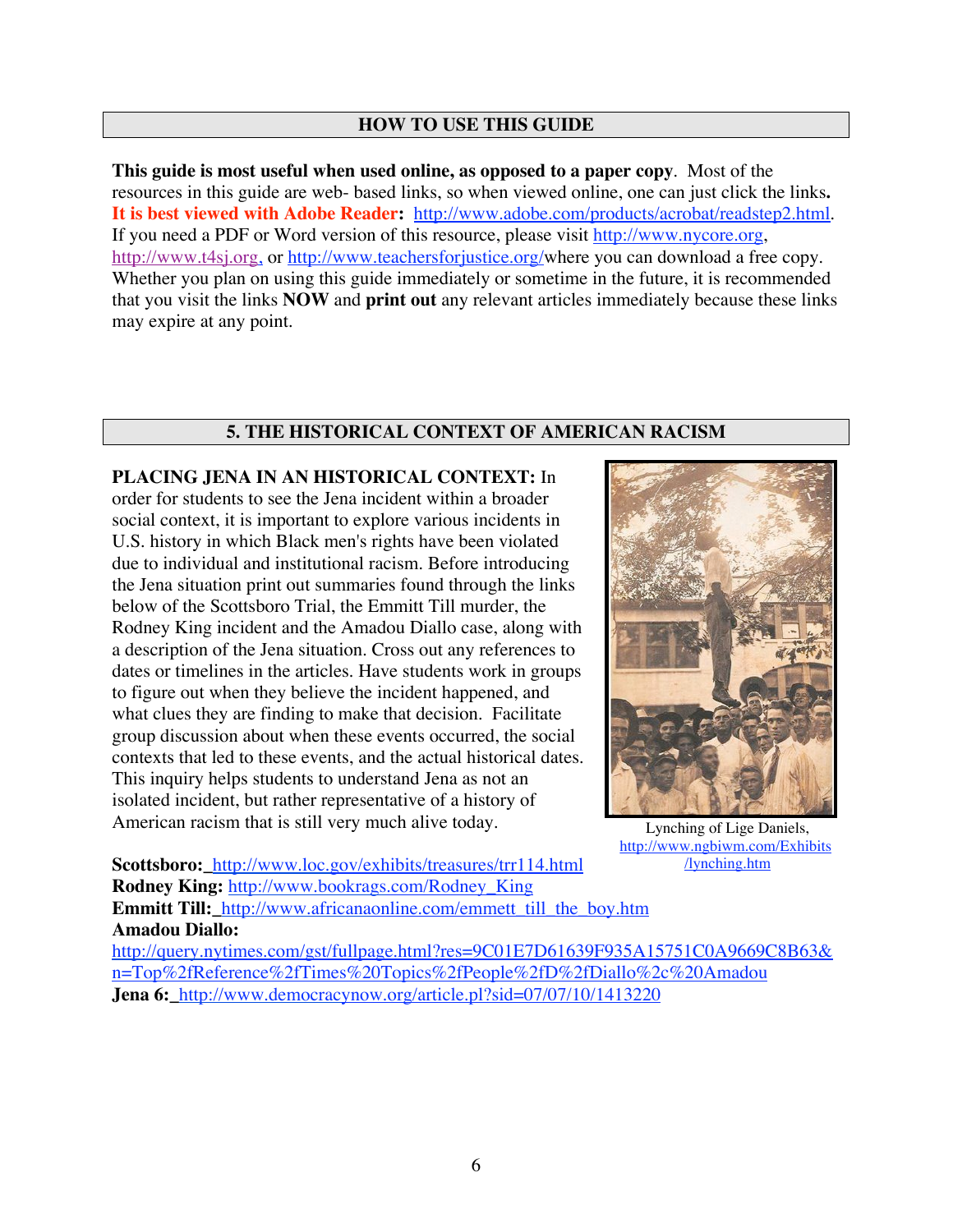## HOW TO USE THIS GUIDE

**This guide is most useful when used online, as opposed to a paper copy**. Most of the resources in this guide are web- based links, so when viewed online, one can just click the links**.** **It is best viewed with Adobe Reader:** http://www.adobe.com/products/acrobat/readstep2.html. If you need a PDF or Word version of this resource, please visit http://www.nycore.org, http://www.t4sj.org, or http://www.teachersforjustice.org/where you can download a free copy. Whether you plan on using this guide immediately or sometime in the future, it is recommended that you visit the links **NOW** and **print out** any relevant articles immediately because these links may expire at any point.

## 5. THE HISTORICAL CONTEXT OF AMERICAN RACISM

**PLACING JENA IN AN HISTORICAL CONTEXT:** In order for students to see the Jena incident within a broader social context, it is important to explore various incidents in U.S. history in which Black men's rights have been violated due to individual and institutional racism. Before introducing the Jena situation print out summaries found through the links below of the Scottsboro Trial, the Emmitt Till murder, the Rodney King incident and the Amadou Diallo case, along with a description of the Jena situation. Cross out any references to dates or timelines in the articles. Have students work in groups to figure out when they believe the incident happened, and what clues they are finding to make that decision. Facilitate group discussion about when these events occurred, the social contexts that led to these events, and the actual historical dates. This inquiry helps students to understand Jena as not an isolated incident, but rather representative of a history of American racism that is still very much alive today.

Lynching of Lige Daniels, http://www.ngbiwm.com/Exhibits/lynching.htm

**Scottsboro:** http://www.loc.gov/exhibits/treasures/trr114.html
**Rodney King:** http://www.bookrags.com/Rodney_King
**Emmitt Till:** http://www.africanaonline.com/emmett_till_the_boy.htm
**Amadou Diallo:**
http://query.nytimes.com/gst/fullpage.html?res=9C01E7D61639F935A15751C0A9669C8B63&n=Top%2fReference%2fTimes%20Topics%2fPeople%2fD%2fDiallo%2c%20Amadou
**Jena 6:** http://www.democracynow.org/article.pl?sid=07/07/10/1413220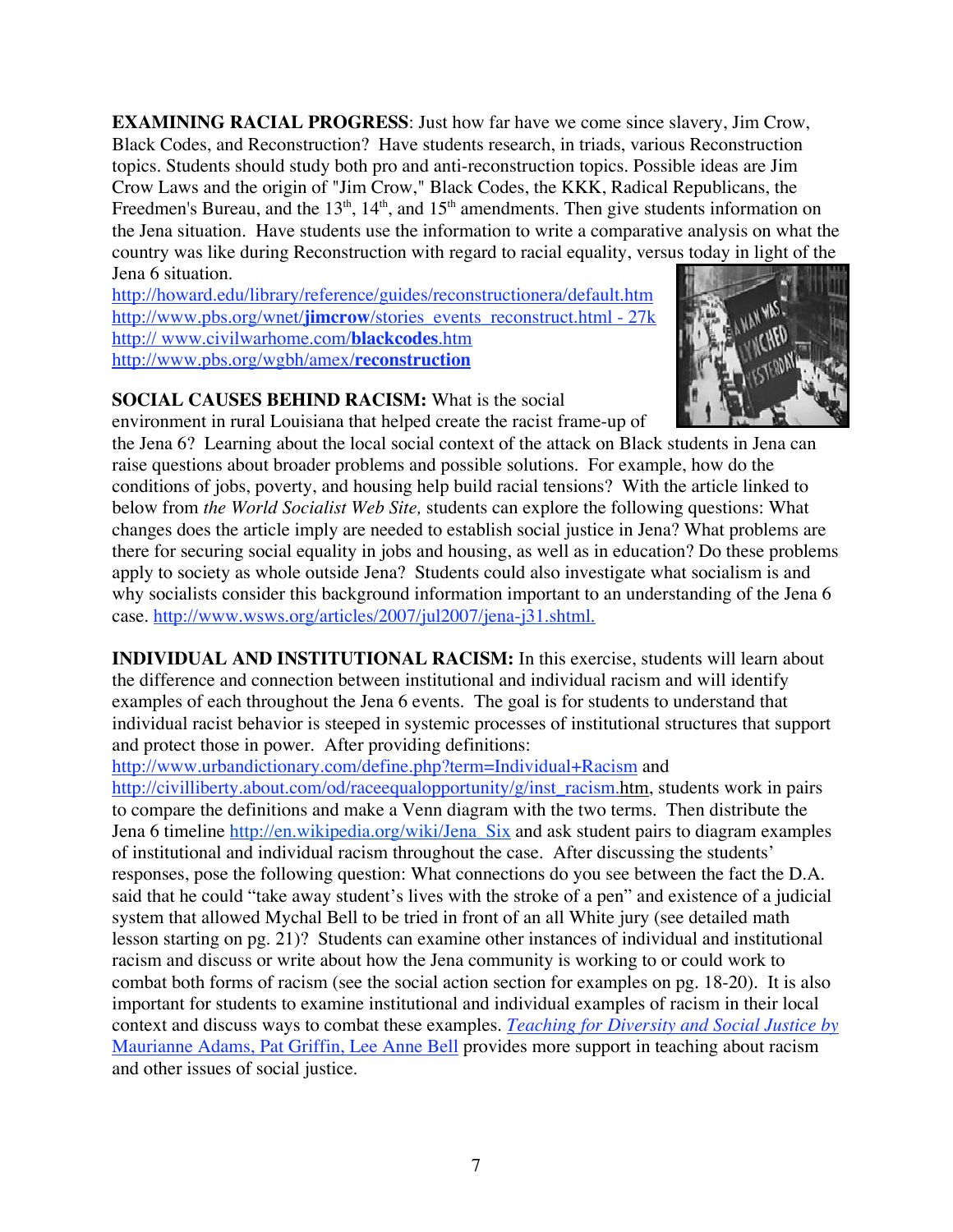**EXAMINING RACIAL PROGRESS**: Just how far have we come since slavery, Jim Crow, Black Codes, and Reconstruction? Have students research, in triads, various Reconstruction topics. Students should study both pro and anti-reconstruction topics. Possible ideas are Jim Crow Laws and the origin of "Jim Crow," Black Codes, the KKK, Radical Republicans, the Freedmen's Bureau, and the 13th, 14th, and 15th amendments. Then give students information on the Jena situation. Have students use the information to write a comparative analysis on what the country was like during Reconstruction with regard to racial equality, versus today in light of the Jena 6 situation.

http://howard.edu/library/reference/guides/reconstructionera/default.htm
http://www.pbs.org/wnet/**jimcrow**/stories_events_reconstruct.html - 27k
http:// www.civilwarhome.com/**blackcodes**.htm
http://www.pbs.org/wgbh/amex/**reconstruction**

**SOCIAL CAUSES BEHIND RACISM:** What is the social environment in rural Louisiana that helped create the racist frame-up of the Jena 6? Learning about the local social context of the attack on Black students in Jena can raise questions about broader problems and possible solutions. For example, how do the conditions of jobs, poverty, and housing help build racial tensions? With the article linked to below from *the World Socialist Web Site,* students can explore the following questions: What changes does the article imply are needed to establish social justice in Jena? What problems are there for securing social equality in jobs and housing, as well as in education? Do these problems apply to society as whole outside Jena? Students could also investigate what socialism is and why socialists consider this background information important to an understanding of the Jena 6 case. http://www.wsws.org/articles/2007/jul2007/jena-j31.shtml.

**INDIVIDUAL AND INSTITUTIONAL RACISM:** In this exercise, students will learn about the difference and connection between institutional and individual racism and will identify examples of each throughout the Jena 6 events. The goal is for students to understand that individual racist behavior is steeped in systemic processes of institutional structures that support and protect those in power. After providing definitions: http://www.urbandictionary.com/define.php?term=Individual+Racism and http://civilliberty.about.com/od/raceequalopportunity/g/inst_racism.htm, students work in pairs to compare the definitions and make a Venn diagram with the two terms. Then distribute the Jena 6 timeline http://en.wikipedia.org/wiki/Jena_Six and ask student pairs to diagram examples of institutional and individual racism throughout the case. After discussing the students' responses, pose the following question: What connections do you see between the fact the D.A. said that he could "take away student's lives with the stroke of a pen" and existence of a judicial system that allowed Mychal Bell to be tried in front of an all White jury (see detailed math lesson starting on pg. 21)? Students can examine other instances of individual and institutional racism and discuss or write about how the Jena community is working to or could work to combat both forms of racism (see the social action section for examples on pg. 18-20). It is also important for students to examine institutional and individual examples of racism in their local context and discuss ways to combat these examples. *Teaching for Diversity and Social Justice by* Maurianne Adams, Pat Griffin, Lee Anne Bell provides more support in teaching about racism and other issues of social justice.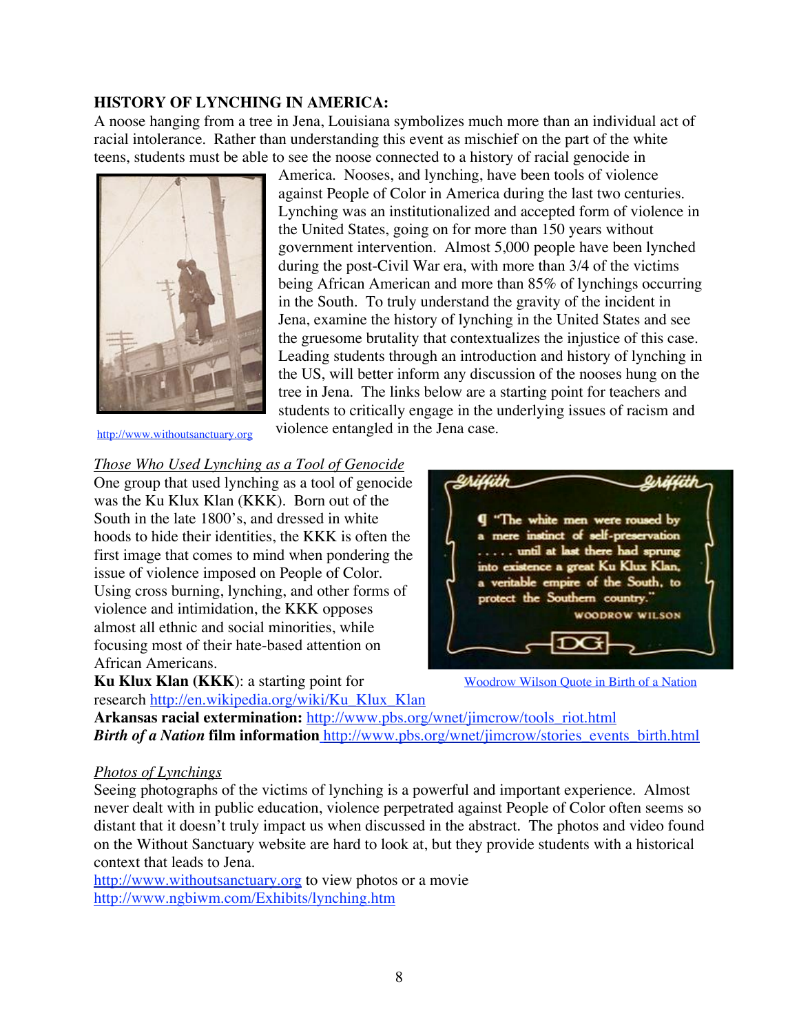**HISTORY OF LYNCHING IN AMERICA:**

A noose hanging from a tree in Jena, Louisiana symbolizes much more than an individual act of racial intolerance. Rather than understanding this event as mischief on the part of the white teens, students must be able to see the noose connected to a history of racial genocide in America. Nooses, and lynching, have been tools of violence against People of Color in America during the last two centuries. Lynching was an institutionalized and accepted form of violence in the United States, going on for more than 150 years without government intervention. Almost 5,000 people have been lynched during the post-Civil War era, with more than 3/4 of the victims being African American and more than 85% of lynchings occurring in the South. To truly understand the gravity of the incident in Jena, examine the history of lynching in the United States and see the gruesome brutality that contextualizes the injustice of this case. Leading students through an introduction and history of lynching in the US, will better inform any discussion of the nooses hung on the tree in Jena. The links below are a starting point for teachers and students to critically engage in the underlying issues of racism and violence entangled in the Jena case.

http://www.withoutsanctuary.org

*Those Who Used Lynching as a Tool of Genocide*

One group that used lynching as a tool of genocide was the Ku Klux Klan (KKK). Born out of the South in the late 1800's, and dressed in white hoods to hide their identities, the KKK is often the first image that comes to mind when pondering the issue of violence imposed on People of Color. Using cross burning, lynching, and other forms of violence and intimidation, the KKK opposes almost all ethnic and social minorities, while focusing most of their hate-based attention on African Americans.

Woodrow Wilson Quote in Birth of a Nation

**Ku Klux Klan (KKK)**: a starting point for research http://en.wikipedia.org/wiki/Ku_Klux_Klan

**Arkansas racial extermination:** http://www.pbs.org/wnet/jimcrow/tools_riot.html

***Birth of a Nation* film information** http://www.pbs.org/wnet/jimcrow/stories_events_birth.html

*Photos of Lynchings*

Seeing photographs of the victims of lynching is a powerful and important experience. Almost never dealt with in public education, violence perpetrated against People of Color often seems so distant that it doesn't truly impact us when discussed in the abstract. The photos and video found on the Without Sanctuary website are hard to look at, but they provide students with a historical context that leads to Jena.

http://www.withoutsanctuary.org to view photos or a movie

http://www.ngbiwm.com/Exhibits/lynching.htm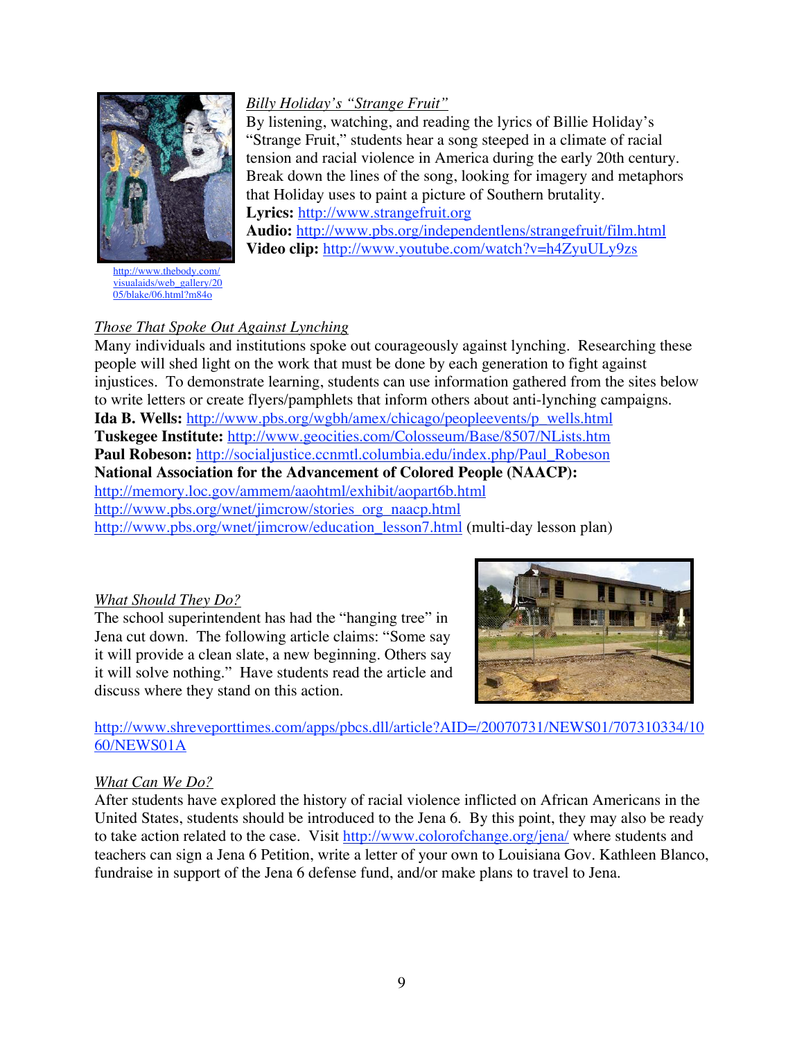*Billy Holiday's "Strange Fruit"*

By listening, watching, and reading the lyrics of Billie Holiday's "Strange Fruit," students hear a song steeped in a climate of racial tension and racial violence in America during the early 20th century. Break down the lines of the song, looking for imagery and metaphors that Holiday uses to paint a picture of Southern brutality.

**Lyrics:** http://www.strangefruit.org
**Audio:** http://www.pbs.org/independentlens/strangefruit/film.html
**Video clip:** http://www.youtube.com/watch?v=h4ZyuULy9zs

http://www.thebody.com/visualaids/web_gallery/2005/blake/06.html?m84o

*Those That Spoke Out Against Lynching*

Many individuals and institutions spoke out courageously against lynching. Researching these people will shed light on the work that must be done by each generation to fight against injustices. To demonstrate learning, students can use information gathered from the sites below to write letters or create flyers/pamphlets that inform others about anti-lynching campaigns.

**Ida B. Wells:** http://www.pbs.org/wgbh/amex/chicago/peopleevents/p_wells.html
**Tuskegee Institute:** http://www.geocities.com/Colosseum/Base/8507/NLists.htm
**Paul Robeson:** http://socialjustice.ccnmtl.columbia.edu/index.php/Paul_Robeson
**National Association for the Advancement of Colored People (NAACP):**
http://memory.loc.gov/ammem/aaohtml/exhibit/aopart6b.html
http://www.pbs.org/wnet/jimcrow/stories_org_naacp.html
http://www.pbs.org/wnet/jimcrow/education_lesson7.html (multi-day lesson plan)

*What Should They Do?*

The school superintendent has had the "hanging tree" in Jena cut down. The following article claims: "Some say it will provide a clean slate, a new beginning. Others say it will solve nothing." Have students read the article and discuss where they stand on this action.

http://www.shreveporttimes.com/apps/pbcs.dll/article?AID=/20070731/NEWS01/707310334/1060/NEWS01A

*What Can We Do?*

After students have explored the history of racial violence inflicted on African Americans in the United States, students should be introduced to the Jena 6. By this point, they may also be ready to take action related to the case. Visit http://www.colorofchange.org/jena/ where students and teachers can sign a Jena 6 Petition, write a letter of your own to Louisiana Gov. Kathleen Blanco, fundraise in support of the Jena 6 defense fund, and/or make plans to travel to Jena.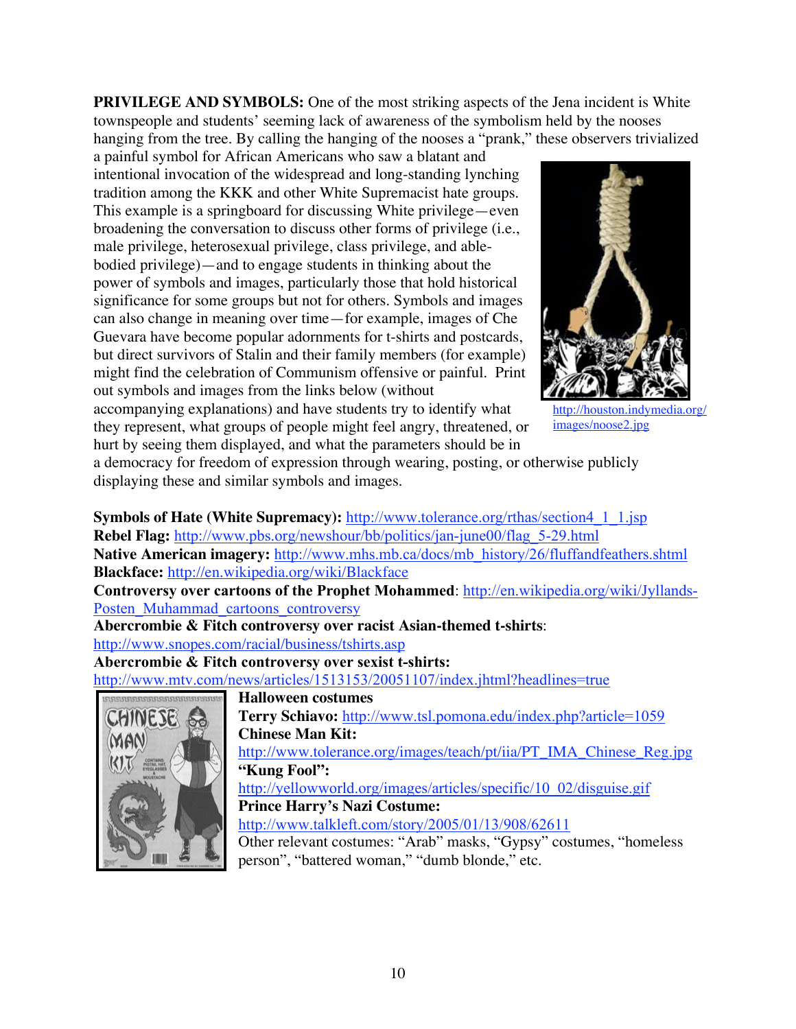**PRIVILEGE AND SYMBOLS:** One of the most striking aspects of the Jena incident is White townspeople and students' seeming lack of awareness of the symbolism held by the nooses hanging from the tree. By calling the hanging of the nooses a "prank," these observers trivialized a painful symbol for African Americans who saw a blatant and intentional invocation of the widespread and long-standing lynching tradition among the KKK and other White Supremacist hate groups. This example is a springboard for discussing White privilege—even broadening the conversation to discuss other forms of privilege (i.e., male privilege, heterosexual privilege, class privilege, and able-bodied privilege)—and to engage students in thinking about the power of symbols and images, particularly those that hold historical significance for some groups but not for others. Symbols and images can also change in meaning over time—for example, images of Che Guevara have become popular adornments for t-shirts and postcards, but direct survivors of Stalin and their family members (for example) might find the celebration of Communism offensive or painful. Print out symbols and images from the links below (without accompanying explanations) and have students try to identify what they represent, what groups of people might feel angry, threatened, or hurt by seeing them displayed, and what the parameters should be in a democracy for freedom of expression through wearing, posting, or otherwise publicly displaying these and similar symbols and images.

http://houston.indymedia.org/images/noose2.jpg

**Symbols of Hate (White Supremacy):** http://www.tolerance.org/rthas/section4_1_1.jsp
**Rebel Flag:** http://www.pbs.org/newshour/bb/politics/jan-june00/flag_5-29.html
**Native American imagery:** http://www.mhs.mb.ca/docs/mb_history/26/fluffandfeathers.shtml
**Blackface:** http://en.wikipedia.org/wiki/Blackface
**Controversy over cartoons of the Prophet Mohammed**: http://en.wikipedia.org/wiki/Jyllands-Posten_Muhammad_cartoons_controversy
**Abercrombie & Fitch controversy over racist Asian-themed t-shirts**: http://www.snopes.com/racial/business/tshirts.asp
**Abercrombie & Fitch controversy over sexist t-shirts:** http://www.mtv.com/news/articles/1513153/20051107/index.jhtml?headlines=true

**Halloween costumes**
**Terry Schiavo:** http://www.tsl.pomona.edu/index.php?article=1059
**Chinese Man Kit:** http://www.tolerance.org/images/teach/pt/iia/PT_IMA_Chinese_Reg.jpg
**"Kung Fool":** http://yellowworld.org/images/articles/specific/10_02/disguise.gif
**Prince Harry's Nazi Costume:** http://www.talkleft.com/story/2005/01/13/908/62611
Other relevant costumes: "Arab" masks, "Gypsy" costumes, "homeless person", "battered woman," "dumb blonde," etc.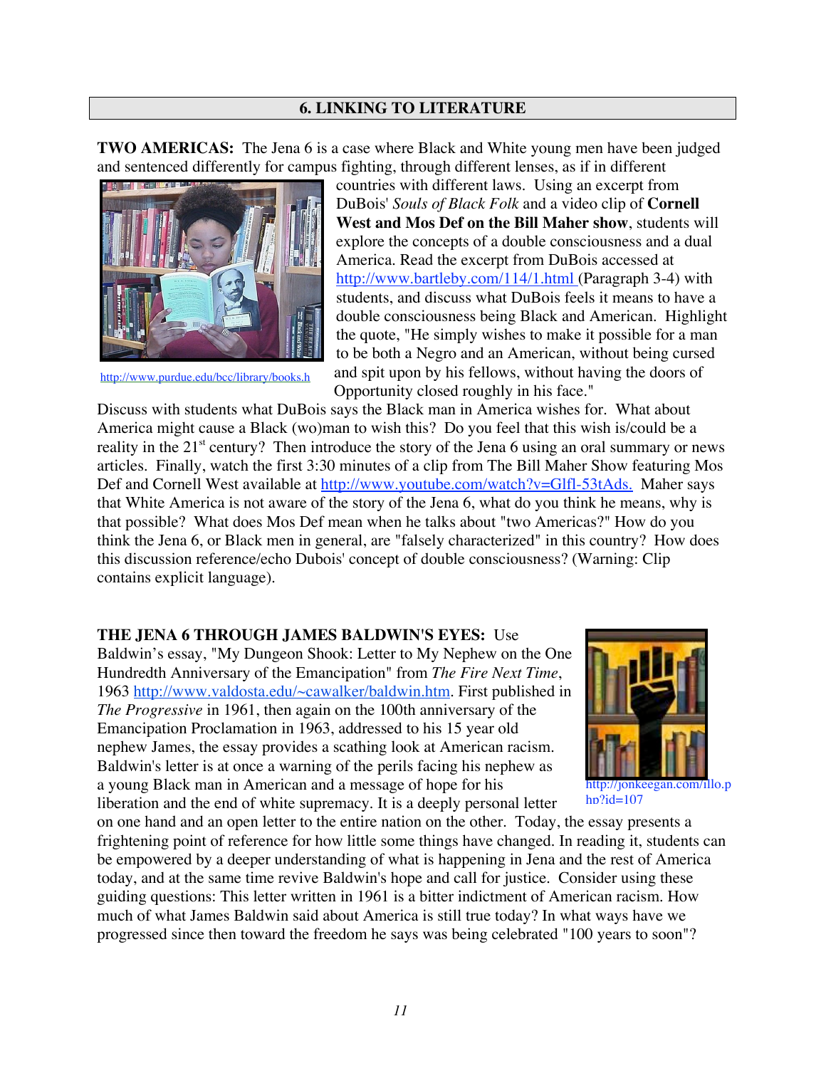## 6. LINKING TO LITERATURE

**TWO AMERICAS:** The Jena 6 is a case where Black and White young men have been judged and sentenced differently for campus fighting, through different lenses, as if in different countries with different laws. Using an excerpt from DuBois' *Souls of Black Folk* and a video clip of **Cornell West and Mos Def on the Bill Maher show**, students will explore the concepts of a double consciousness and a dual America. Read the excerpt from DuBois accessed at http://www.bartleby.com/114/1.html (Paragraph 3-4) with students, and discuss what DuBois feels it means to have a double consciousness being Black and American. Highlight the quote, "He simply wishes to make it possible for a man to be both a Negro and an American, without being cursed and spit upon by his fellows, without having the doors of Opportunity closed roughly in his face."

http://www.purdue.edu/bcc/library/books.h

Discuss with students what DuBois says the Black man in America wishes for. What about America might cause a Black (wo)man to wish this? Do you feel that this wish is/could be a reality in the 21st century? Then introduce the story of the Jena 6 using an oral summary or news articles. Finally, watch the first 3:30 minutes of a clip from The Bill Maher Show featuring Mos Def and Cornell West available at http://www.youtube.com/watch?v=Glfl-53tAds. Maher says that White America is not aware of the story of the Jena 6, what do you think he means, why is that possible? What does Mos Def mean when he talks about "two Americas?" How do you think the Jena 6, or Black men in general, are "falsely characterized" in this country? How does this discussion reference/echo Dubois' concept of double consciousness? (Warning: Clip contains explicit language).

**THE JENA 6 THROUGH JAMES BALDWIN'S EYES:** Use Baldwin's essay, "My Dungeon Shook: Letter to My Nephew on the One Hundredth Anniversary of the Emancipation" from *The Fire Next Time*, 1963 http://www.valdosta.edu/~cawalker/baldwin.htm. First published in *The Progressive* in 1961, then again on the 100th anniversary of the Emancipation Proclamation in 1963, addressed to his 15 year old nephew James, the essay provides a scathing look at American racism. Baldwin's letter is at once a warning of the perils facing his nephew as a young Black man in American and a message of hope for his liberation and the end of white supremacy. It is a deeply personal letter on one hand and an open letter to the entire nation on the other. Today, the essay presents a frightening point of reference for how little some things have changed. In reading it, students can be empowered by a deeper understanding of what is happening in Jena and the rest of America today, and at the same time revive Baldwin's hope and call for justice. Consider using these guiding questions: This letter written in 1961 is a bitter indictment of American racism. How much of what James Baldwin said about America is still true today? In what ways have we progressed since then toward the freedom he says was being celebrated "100 years to soon"?

http://jonkeegan.com/illo.php?id=107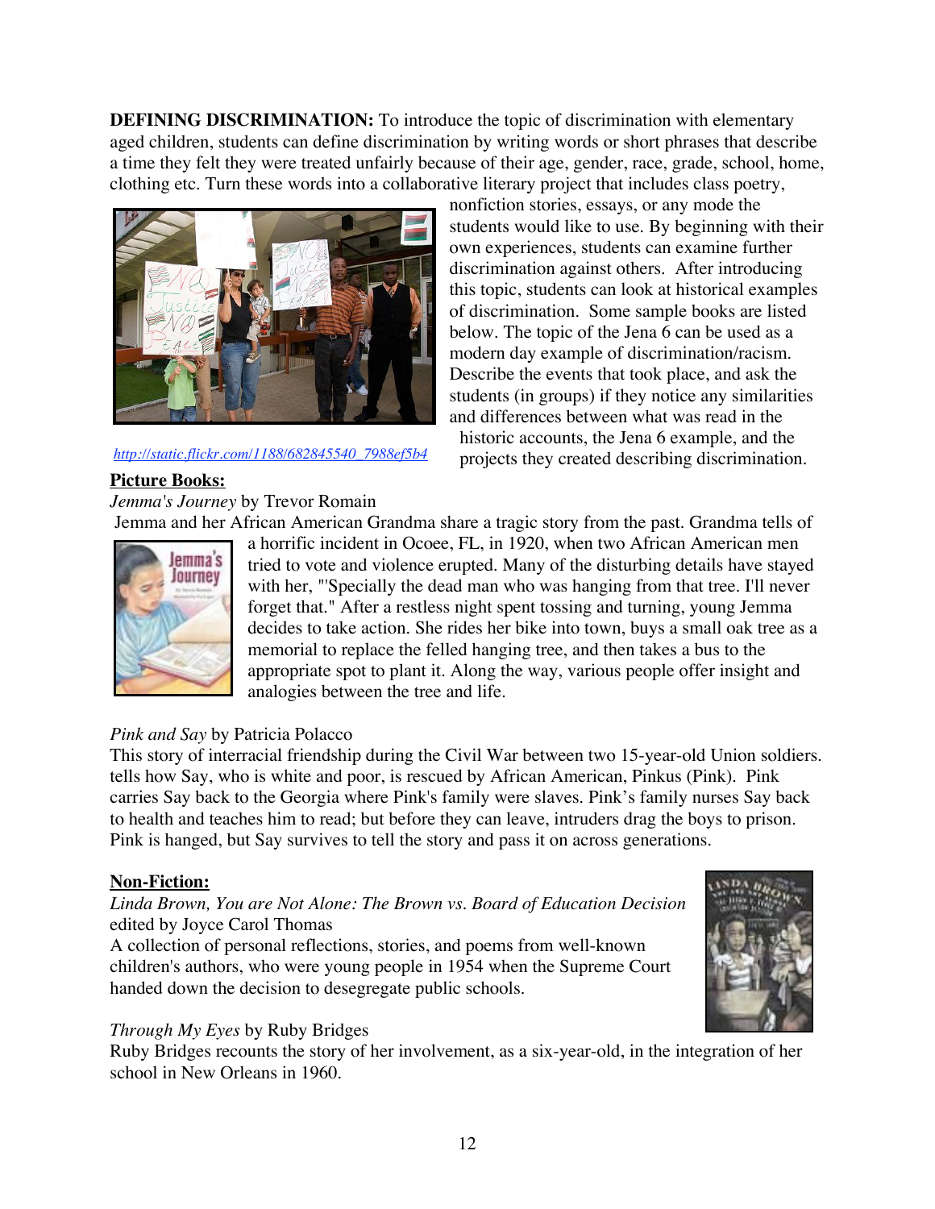**DEFINING DISCRIMINATION:** To introduce the topic of discrimination with elementary aged children, students can define discrimination by writing words or short phrases that describe a time they felt they were treated unfairly because of their age, gender, race, grade, school, home, clothing etc. Turn these words into a collaborative literary project that includes class poetry, nonfiction stories, essays, or any mode the students would like to use. By beginning with their own experiences, students can examine further discrimination against others. After introducing this topic, students can look at historical examples of discrimination. Some sample books are listed below. The topic of the Jena 6 can be used as a modern day example of discrimination/racism. Describe the events that took place, and ask the students (in groups) if they notice any similarities and differences between what was read in the historic accounts, the Jena 6 example, and the projects they created describing discrimination.

http://static.flickr.com/1188/682845540_7988ef5b4

**Picture Books:**

*Jemma's Journey* by Trevor Romain

Jemma and her African American Grandma share a tragic story from the past. Grandma tells of a horrific incident in Ocoee, FL, in 1920, when two African American men tried to vote and violence erupted. Many of the disturbing details have stayed with her, "'Specially the dead man who was hanging from that tree. I'll never forget that." After a restless night spent tossing and turning, young Jemma decides to take action. She rides her bike into town, buys a small oak tree as a memorial to replace the felled hanging tree, and then takes a bus to the appropriate spot to plant it. Along the way, various people offer insight and analogies between the tree and life.

*Pink and Say* by Patricia Polacco

This story of interracial friendship during the Civil War between two 15-year-old Union soldiers. tells how Say, who is white and poor, is rescued by African American, Pinkus (Pink). Pink carries Say back to the Georgia where Pink's family were slaves. Pink's family nurses Say back to health and teaches him to read; but before they can leave, intruders drag the boys to prison. Pink is hanged, but Say survives to tell the story and pass it on across generations.

**Non-Fiction:**

*Linda Brown, You are Not Alone: The Brown vs. Board of Education Decision* edited by Joyce Carol Thomas

A collection of personal reflections, stories, and poems from well-known children's authors, who were young people in 1954 when the Supreme Court handed down the decision to desegregate public schools.

*Through My Eyes* by Ruby Bridges

Ruby Bridges recounts the story of her involvement, as a six-year-old, in the integration of her school in New Orleans in 1960.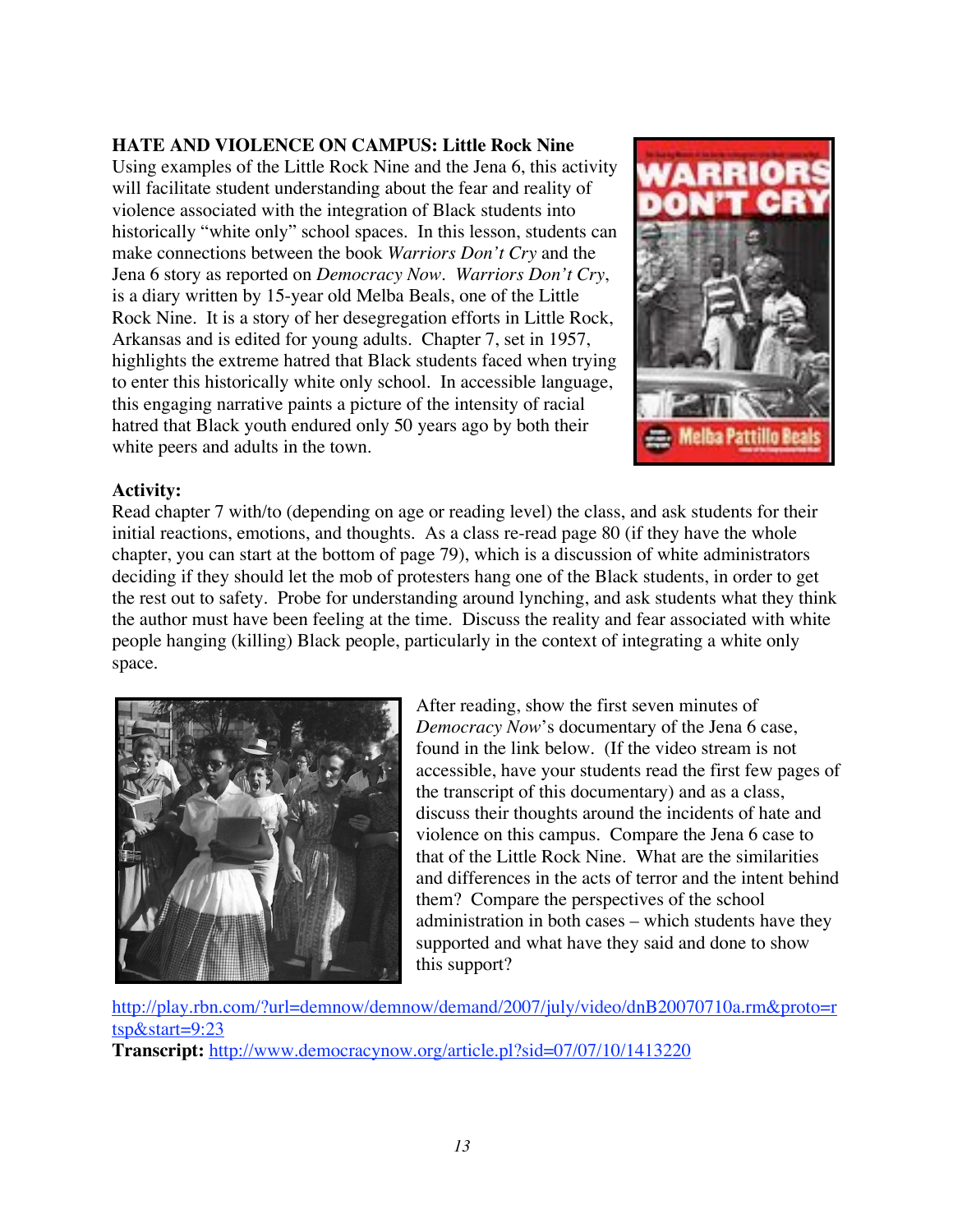**HATE AND VIOLENCE ON CAMPUS: Little Rock Nine**

Using examples of the Little Rock Nine and the Jena 6, this activity will facilitate student understanding about the fear and reality of violence associated with the integration of Black students into historically "white only" school spaces. In this lesson, students can make connections between the book *Warriors Don't Cry* and the Jena 6 story as reported on *Democracy Now*. *Warriors Don't Cry*, is a diary written by 15-year old Melba Beals, one of the Little Rock Nine. It is a story of her desegregation efforts in Little Rock, Arkansas and is edited for young adults. Chapter 7, set in 1957, highlights the extreme hatred that Black students faced when trying to enter this historically white only school. In accessible language, this engaging narrative paints a picture of the intensity of racial hatred that Black youth endured only 50 years ago by both their white peers and adults in the town.

**Activity:**

Read chapter 7 with/to (depending on age or reading level) the class, and ask students for their initial reactions, emotions, and thoughts. As a class re-read page 80 (if they have the whole chapter, you can start at the bottom of page 79), which is a discussion of white administrators deciding if they should let the mob of protesters hang one of the Black students, in order to get the rest out to safety. Probe for understanding around lynching, and ask students what they think the author must have been feeling at the time. Discuss the reality and fear associated with white people hanging (killing) Black people, particularly in the context of integrating a white only space.

After reading, show the first seven minutes of *Democracy Now*'s documentary of the Jena 6 case, found in the link below. (If the video stream is not accessible, have your students read the first few pages of the transcript of this documentary) and as a class, discuss their thoughts around the incidents of hate and violence on this campus. Compare the Jena 6 case to that of the Little Rock Nine. What are the similarities and differences in the acts of terror and the intent behind them? Compare the perspectives of the school administration in both cases – which students have they supported and what have they said and done to show this support?

http://play.rbn.com/?url=demnow/demnow/demand/2007/july/video/dnB20070710a.rm&proto=rtsp&start=9:23

**Transcript:** http://www.democracynow.org/article.pl?sid=07/07/10/1413220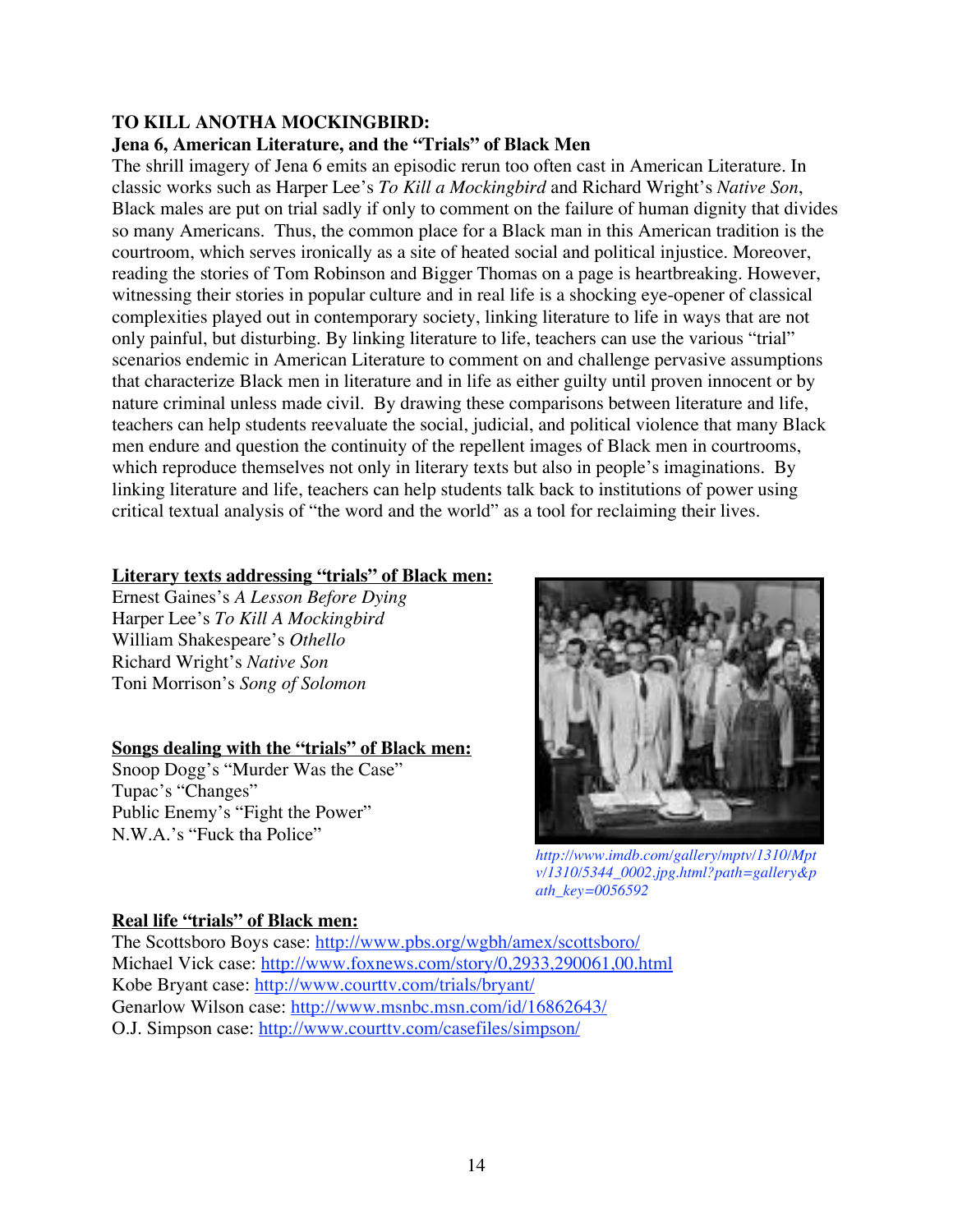**TO KILL ANOTHA MOCKINGBIRD:**

**Jena 6, American Literature, and the "Trials" of Black Men**

The shrill imagery of Jena 6 emits an episodic rerun too often cast in American Literature. In classic works such as Harper Lee's *To Kill a Mockingbird* and Richard Wright's *Native Son*, Black males are put on trial sadly if only to comment on the failure of human dignity that divides so many Americans. Thus, the common place for a Black man in this American tradition is the courtroom, which serves ironically as a site of heated social and political injustice. Moreover, reading the stories of Tom Robinson and Bigger Thomas on a page is heartbreaking. However, witnessing their stories in popular culture and in real life is a shocking eye-opener of classical complexities played out in contemporary society, linking literature to life in ways that are not only painful, but disturbing. By linking literature to life, teachers can use the various "trial" scenarios endemic in American Literature to comment on and challenge pervasive assumptions that characterize Black men in literature and in life as either guilty until proven innocent or by nature criminal unless made civil. By drawing these comparisons between literature and life, teachers can help students reevaluate the social, judicial, and political violence that many Black men endure and question the continuity of the repellent images of Black men in courtrooms, which reproduce themselves not only in literary texts but also in people's imaginations. By linking literature and life, teachers can help students talk back to institutions of power using critical textual analysis of "the word and the world" as a tool for reclaiming their lives.

**Literary texts addressing "trials" of Black men:**

Ernest Gaines's *A Lesson Before Dying*
Harper Lee's *To Kill A Mockingbird*
William Shakespeare's *Othello*
Richard Wright's *Native Son*
Toni Morrison's *Song of Solomon*

**Songs dealing with the "trials" of Black men:**

Snoop Dogg's "Murder Was the Case"
Tupac's "Changes"
Public Enemy's "Fight the Power"
N.W.A.'s "Fuck tha Police"

*http://www.imdb.com/gallery/mptv/1310/Mptv/1310/5344_0002.jpg.html?path=gallery&path_key=0056592*

**Real life "trials" of Black men:**

The Scottsboro Boys case: http://www.pbs.org/wgbh/amex/scottsboro/
Michael Vick case: http://www.foxnews.com/story/0,2933,290061,00.html
Kobe Bryant case: http://www.courttv.com/trials/bryant/
Genarlow Wilson case: http://www.msnbc.msn.com/id/16862643/
O.J. Simpson case: http://www.courttv.com/casefiles/simpson/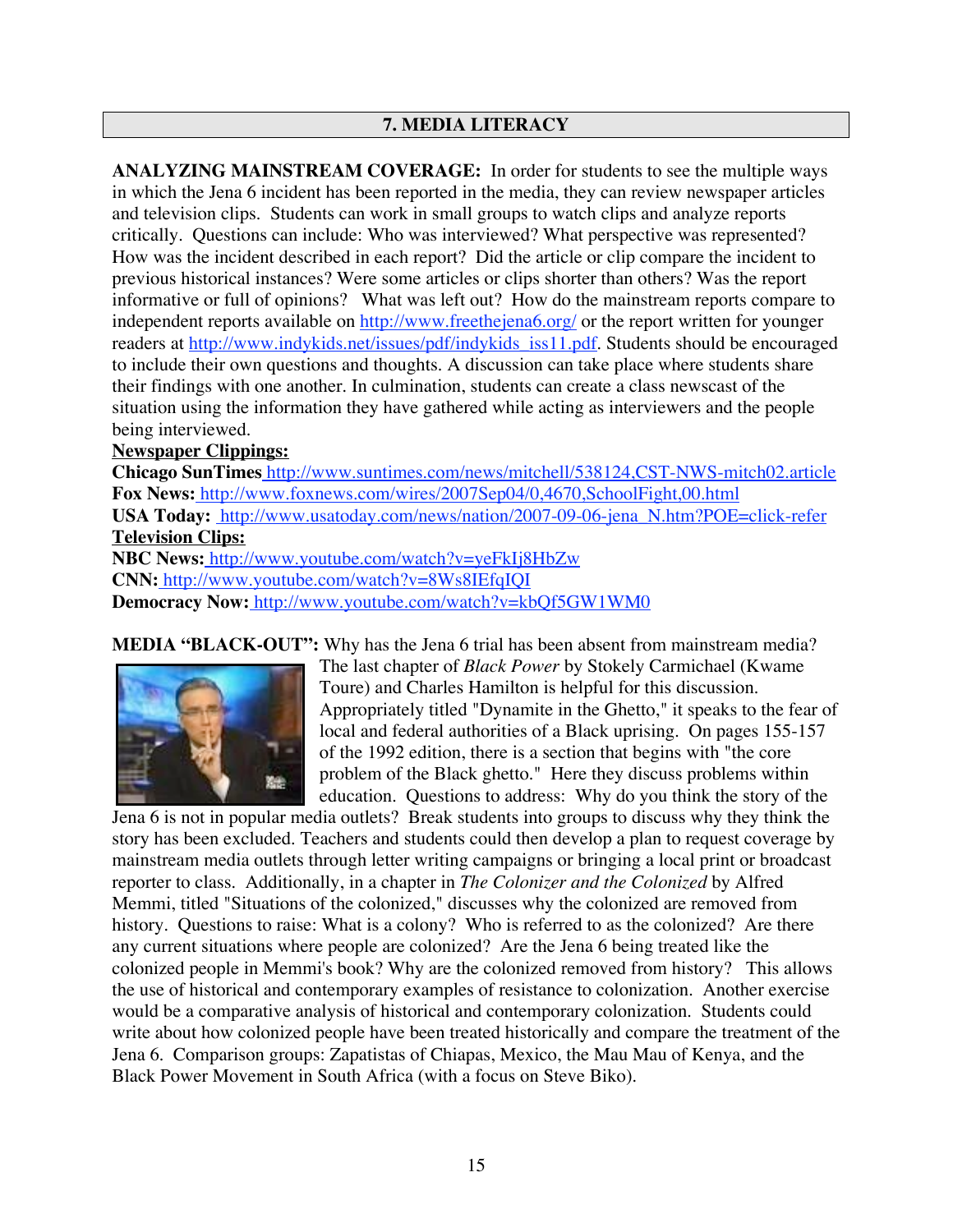## 7. MEDIA LITERACY

**ANALYZING MAINSTREAM COVERAGE:** In order for students to see the multiple ways in which the Jena 6 incident has been reported in the media, they can review newspaper articles and television clips. Students can work in small groups to watch clips and analyze reports critically. Questions can include: Who was interviewed? What perspective was represented? How was the incident described in each report? Did the article or clip compare the incident to previous historical instances? Were some articles or clips shorter than others? Was the report informative or full of opinions? What was left out? How do the mainstream reports compare to independent reports available on http://www.freethejena6.org/ or the report written for younger readers at http://www.indykids.net/issues/pdf/indykids_iss11.pdf. Students should be encouraged to include their own questions and thoughts. A discussion can take place where students share their findings with one another. In culmination, students can create a class newscast of the situation using the information they have gathered while acting as interviewers and the people being interviewed.

**Newspaper Clippings:**

**Chicago SunTimes** http://www.suntimes.com/news/mitchell/538124,CST-NWS-mitch02.article
**Fox News:** http://www.foxnews.com/wires/2007Sep04/0,4670,SchoolFight,00.html
**USA Today:** http://www.usatoday.com/news/nation/2007-09-06-jena_N.htm?POE=click-refer

**Television Clips:**

**NBC News:** http://www.youtube.com/watch?v=yeFkIj8HbZw
**CNN:** http://www.youtube.com/watch?v=8Ws8IEfqIQI
**Democracy Now:** http://www.youtube.com/watch?v=kbQf5GW1WM0

**MEDIA "BLACK-OUT":** Why has the Jena 6 trial has been absent from mainstream media? The last chapter of *Black Power* by Stokely Carmichael (Kwame Toure) and Charles Hamilton is helpful for this discussion. Appropriately titled "Dynamite in the Ghetto," it speaks to the fear of local and federal authorities of a Black uprising. On pages 155-157 of the 1992 edition, there is a section that begins with "the core problem of the Black ghetto." Here they discuss problems within education. Questions to address: Why do you think the story of the Jena 6 is not in popular media outlets? Break students into groups to discuss why they think the story has been excluded. Teachers and students could then develop a plan to request coverage by mainstream media outlets through letter writing campaigns or bringing a local print or broadcast reporter to class. Additionally, in a chapter in *The Colonizer and the Colonized* by Alfred Memmi, titled "Situations of the colonized," discusses why the colonized are removed from history. Questions to raise: What is a colony? Who is referred to as the colonized? Are there any current situations where people are colonized? Are the Jena 6 being treated like the colonized people in Memmi's book? Why are the colonized removed from history? This allows the use of historical and contemporary examples of resistance to colonization. Another exercise would be a comparative analysis of historical and contemporary colonization. Students could write about how colonized people have been treated historically and compare the treatment of the Jena 6. Comparison groups: Zapatistas of Chiapas, Mexico, the Mau Mau of Kenya, and the Black Power Movement in South Africa (with a focus on Steve Biko).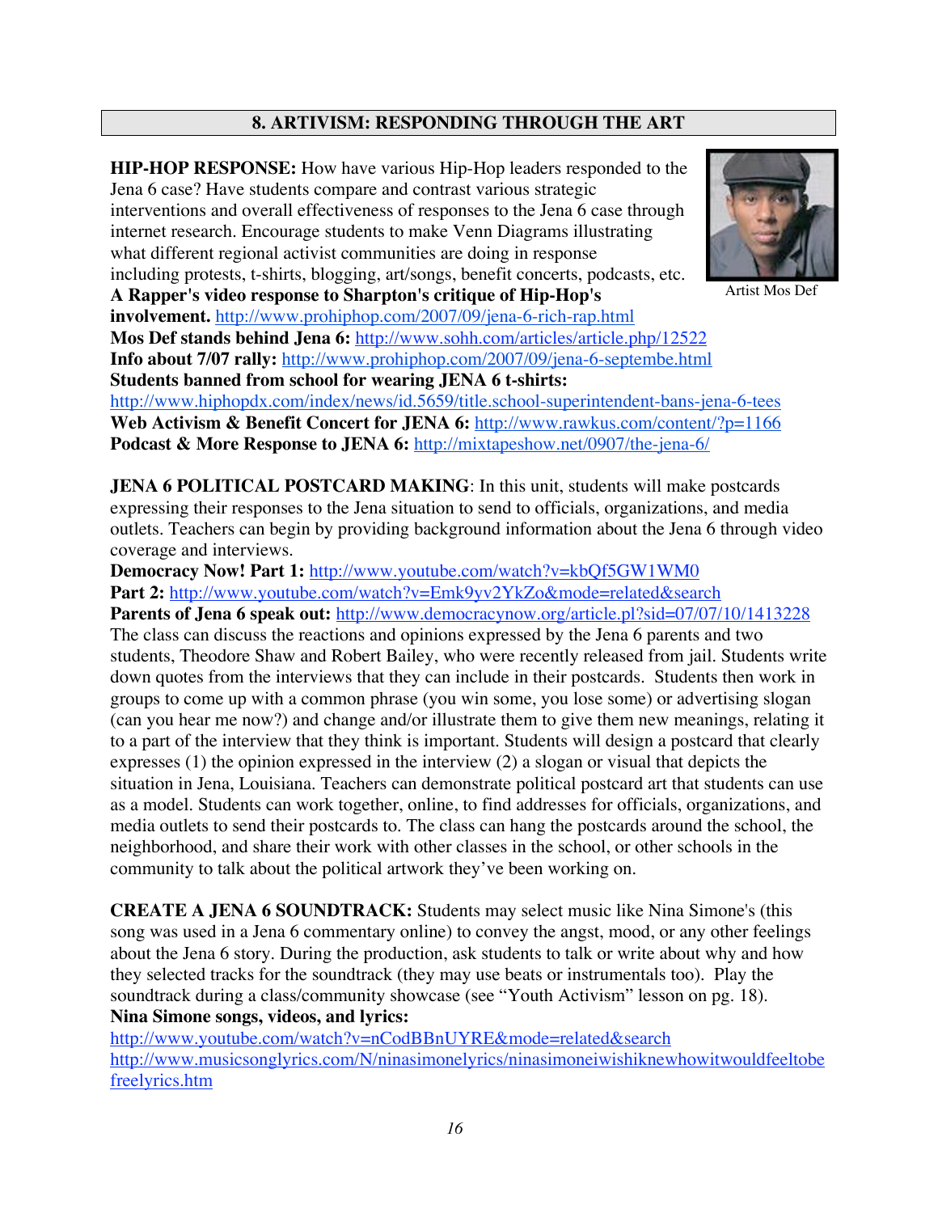## 8. ARTIVISM: RESPONDING THROUGH THE ART

**HIP-HOP RESPONSE:** How have various Hip-Hop leaders responded to the Jena 6 case? Have students compare and contrast various strategic interventions and overall effectiveness of responses to the Jena 6 case through internet research. Encourage students to make Venn Diagrams illustrating what different regional activist communities are doing in response including protests, t-shirts, blogging, art/songs, benefit concerts, podcasts, etc.

Artist Mos Def

**A Rapper's video response to Sharpton's critique of Hip-Hop's involvement.** http://www.prohiphop.com/2007/09/jena-6-rich-rap.html
**Mos Def stands behind Jena 6:** http://www.sohh.com/articles/article.php/12522
**Info about 7/07 rally:** http://www.prohiphop.com/2007/09/jena-6-septembe.html
**Students banned from school for wearing JENA 6 t-shirts:** http://www.hiphopdx.com/index/news/id.5659/title.school-superintendent-bans-jena-6-tees
**Web Activism & Benefit Concert for JENA 6:** http://www.rawkus.com/content/?p=1166
**Podcast & More Response to JENA 6:** http://mixtapeshow.net/0907/the-jena-6/

**JENA 6 POLITICAL POSTCARD MAKING**: In this unit, students will make postcards expressing their responses to the Jena situation to send to officials, organizations, and media outlets. Teachers can begin by providing background information about the Jena 6 through video coverage and interviews.
**Democracy Now! Part 1:** http://www.youtube.com/watch?v=kbQf5GW1WM0
**Part 2:** http://www.youtube.com/watch?v=Emk9yv2YkZo&mode=related&search
**Parents of Jena 6 speak out:** http://www.democracynow.org/article.pl?sid=07/07/10/1413228
The class can discuss the reactions and opinions expressed by the Jena 6 parents and two students, Theodore Shaw and Robert Bailey, who were recently released from jail. Students write down quotes from the interviews that they can include in their postcards. Students then work in groups to come up with a common phrase (you win some, you lose some) or advertising slogan (can you hear me now?) and change and/or illustrate them to give them new meanings, relating it to a part of the interview that they think is important. Students will design a postcard that clearly expresses (1) the opinion expressed in the interview (2) a slogan or visual that depicts the situation in Jena, Louisiana. Teachers can demonstrate political postcard art that students can use as a model. Students can work together, online, to find addresses for officials, organizations, and media outlets to send their postcards to. The class can hang the postcards around the school, the neighborhood, and share their work with other classes in the school, or other schools in the community to talk about the political artwork they've been working on.

**CREATE A JENA 6 SOUNDTRACK:** Students may select music like Nina Simone's (this song was used in a Jena 6 commentary online) to convey the angst, mood, or any other feelings about the Jena 6 story. During the production, ask students to talk or write about why and how they selected tracks for the soundtrack (they may use beats or instrumentals too). Play the soundtrack during a class/community showcase (see "Youth Activism" lesson on pg. 18).
**Nina Simone songs, videos, and lyrics:**
http://www.youtube.com/watch?v=nCodBBnUYRE&mode=related&search
http://www.musicsonglyrics.com/N/ninasimonelyrics/ninasimoneiwishiknewhowitwouldfeeltobefreelyrics.htm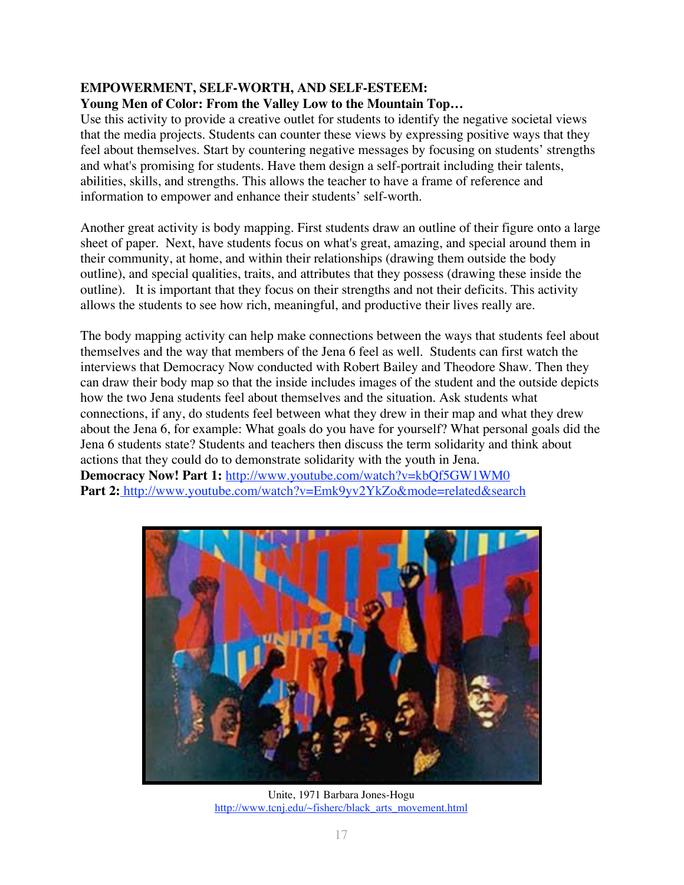**EMPOWERMENT, SELF-WORTH, AND SELF-ESTEEM:**
**Young Men of Color: From the Valley Low to the Mountain Top…**

Use this activity to provide a creative outlet for students to identify the negative societal views that the media projects. Students can counter these views by expressing positive ways that they feel about themselves. Start by countering negative messages by focusing on students' strengths and what's promising for students. Have them design a self-portrait including their talents, abilities, skills, and strengths. This allows the teacher to have a frame of reference and information to empower and enhance their students' self-worth.

Another great activity is body mapping. First students draw an outline of their figure onto a large sheet of paper. Next, have students focus on what's great, amazing, and special around them in their community, at home, and within their relationships (drawing them outside the body outline), and special qualities, traits, and attributes that they possess (drawing these inside the outline). It is important that they focus on their strengths and not their deficits. This activity allows the students to see how rich, meaningful, and productive their lives really are.

The body mapping activity can help make connections between the ways that students feel about themselves and the way that members of the Jena 6 feel as well. Students can first watch the interviews that Democracy Now conducted with Robert Bailey and Theodore Shaw. Then they can draw their body map so that the inside includes images of the student and the outside depicts how the two Jena students feel about themselves and the situation. Ask students what connections, if any, do students feel between what they drew in their map and what they drew about the Jena 6, for example: What goals do you have for yourself? What personal goals did the Jena 6 students state? Students and teachers then discuss the term solidarity and think about actions that they could do to demonstrate solidarity with the youth in Jena.

**Democracy Now! Part 1:** http://www.youtube.com/watch?v=kbQf5GW1WM0
**Part 2:** http://www.youtube.com/watch?v=Emk9yv2YkZo&mode=related&search

Unite, 1971 Barbara Jones-Hogu
http://www.tcnj.edu/~fisherc/black_arts_movement.html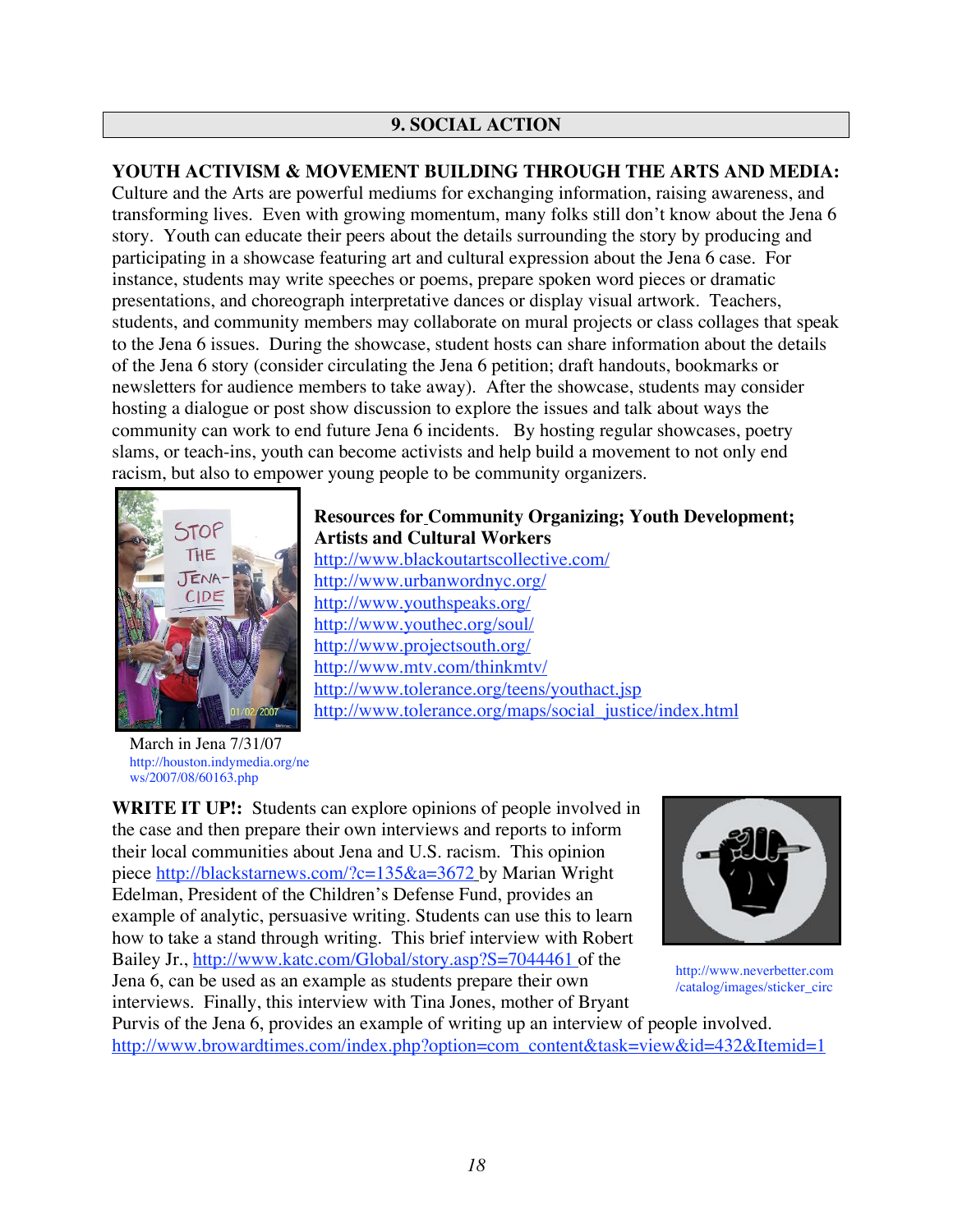## 9. SOCIAL ACTION

**YOUTH ACTIVISM & MOVEMENT BUILDING THROUGH THE ARTS AND MEDIA:** Culture and the Arts are powerful mediums for exchanging information, raising awareness, and transforming lives. Even with growing momentum, many folks still don't know about the Jena 6 story. Youth can educate their peers about the details surrounding the story by producing and participating in a showcase featuring art and cultural expression about the Jena 6 case. For instance, students may write speeches or poems, prepare spoken word pieces or dramatic presentations, and choreograph interpretative dances or display visual artwork. Teachers, students, and community members may collaborate on mural projects or class collages that speak to the Jena 6 issues. During the showcase, student hosts can share information about the details of the Jena 6 story (consider circulating the Jena 6 petition; draft handouts, bookmarks or newsletters for audience members to take away). After the showcase, students may consider hosting a dialogue or post show discussion to explore the issues and talk about ways the community can work to end future Jena 6 incidents. By hosting regular showcases, poetry slams, or teach-ins, youth can become activists and help build a movement to not only end racism, but also to empower young people to be community organizers.

March in Jena 7/31/07
http://houston.indymedia.org/news/2007/08/60163.php

**Resources for Community Organizing; Youth Development; Artists and Cultural Workers**

http://www.blackoutartscollective.com/
http://www.urbanwordnyc.org/
http://www.youthspeaks.org/
http://www.youthec.org/soul/
http://www.projectsouth.org/
http://www.mtv.com/thinkmtv/
http://www.tolerance.org/teens/youthact.jsp
http://www.tolerance.org/maps/social_justice/index.html

**WRITE IT UP!:** Students can explore opinions of people involved in the case and then prepare their own interviews and reports to inform their local communities about Jena and U.S. racism. This opinion piece http://blackstarnews.com/?c=135&a=3672 by Marian Wright Edelman, President of the Children's Defense Fund, provides an example of analytic, persuasive writing. Students can use this to learn how to take a stand through writing. This brief interview with Robert Bailey Jr., http://www.katc.com/Global/story.asp?S=7044461 of the Jena 6, can be used as an example as students prepare their own interviews. Finally, this interview with Tina Jones, mother of Bryant Purvis of the Jena 6, provides an example of writing up an interview of people involved. http://www.browardtimes.com/index.php?option=com_content&task=view&id=432&Itemid=1

http://www.neverbetter.com/catalog/images/sticker_circ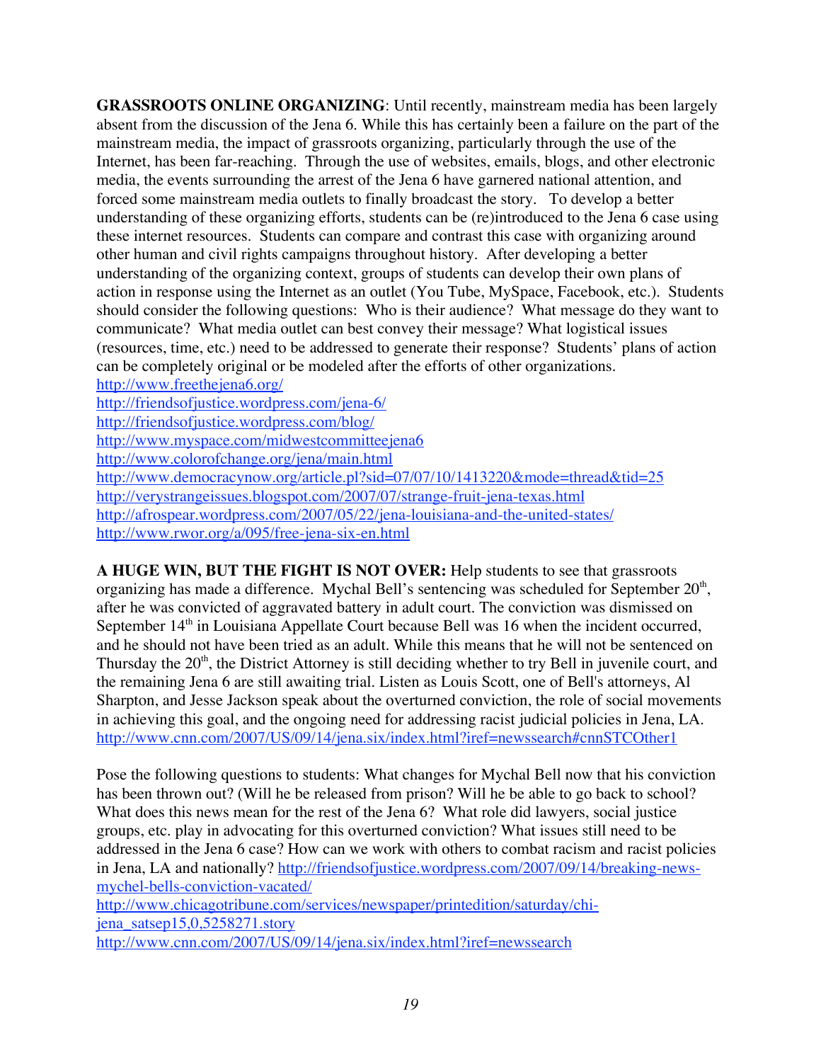**GRASSROOTS ONLINE ORGANIZING**: Until recently, mainstream media has been largely absent from the discussion of the Jena 6. While this has certainly been a failure on the part of the mainstream media, the impact of grassroots organizing, particularly through the use of the Internet, has been far-reaching. Through the use of websites, emails, blogs, and other electronic media, the events surrounding the arrest of the Jena 6 have garnered national attention, and forced some mainstream media outlets to finally broadcast the story. To develop a better understanding of these organizing efforts, students can be (re)introduced to the Jena 6 case using these internet resources. Students can compare and contrast this case with organizing around other human and civil rights campaigns throughout history. After developing a better understanding of the organizing context, groups of students can develop their own plans of action in response using the Internet as an outlet (You Tube, MySpace, Facebook, etc.). Students should consider the following questions: Who is their audience? What message do they want to communicate? What media outlet can best convey their message? What logistical issues (resources, time, etc.) need to be addressed to generate their response? Students' plans of action can be completely original or be modeled after the efforts of other organizations.
http://www.freethejena6.org/
http://friendsofjustice.wordpress.com/jena-6/
http://friendsofjustice.wordpress.com/blog/
http://www.myspace.com/midwestcommitteejena6
http://www.colorofchange.org/jena/main.html
http://www.democracynow.org/article.pl?sid=07/07/10/1413220&mode=thread&tid=25
http://verystrangeissues.blogspot.com/2007/07/strange-fruit-jena-texas.html
http://afrospear.wordpress.com/2007/05/22/jena-louisiana-and-the-united-states/
http://www.rwor.org/a/095/free-jena-six-en.html

**A HUGE WIN, BUT THE FIGHT IS NOT OVER:** Help students to see that grassroots organizing has made a difference. Mychal Bell's sentencing was scheduled for September 20th, after he was convicted of aggravated battery in adult court. The conviction was dismissed on September 14th in Louisiana Appellate Court because Bell was 16 when the incident occurred, and he should not have been tried as an adult. While this means that he will not be sentenced on Thursday the 20th, the District Attorney is still deciding whether to try Bell in juvenile court, and the remaining Jena 6 are still awaiting trial. Listen as Louis Scott, one of Bell's attorneys, Al Sharpton, and Jesse Jackson speak about the overturned conviction, the role of social movements in achieving this goal, and the ongoing need for addressing racist judicial policies in Jena, LA.
http://www.cnn.com/2007/US/09/14/jena.six/index.html?iref=newssearch#cnnSTCOther1

Pose the following questions to students: What changes for Mychal Bell now that his conviction has been thrown out? (Will he be released from prison? Will he be able to go back to school? What does this news mean for the rest of the Jena 6? What role did lawyers, social justice groups, etc. play in advocating for this overturned conviction? What issues still need to be addressed in the Jena 6 case? How can we work with others to combat racism and racist policies in Jena, LA and nationally? http://friendsofjustice.wordpress.com/2007/09/14/breaking-news-mychel-bells-conviction-vacated/
http://www.chicagotribune.com/services/newspaper/printedition/saturday/chi-jena_satsep15,0,5258271.story
http://www.cnn.com/2007/US/09/14/jena.six/index.html?iref=newssearch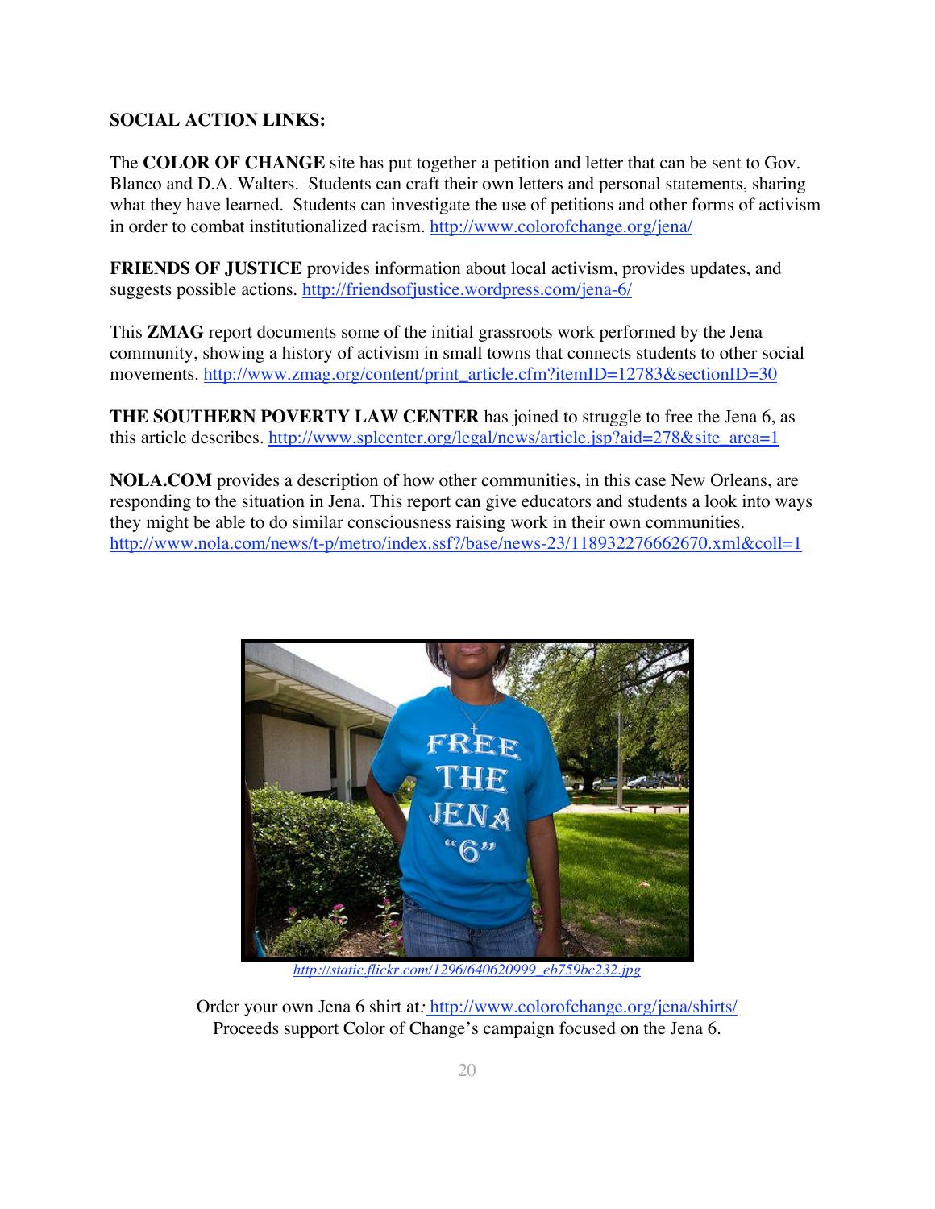**SOCIAL ACTION LINKS:**

The **COLOR OF CHANGE** site has put together a petition and letter that can be sent to Gov. Blanco and D.A. Walters. Students can craft their own letters and personal statements, sharing what they have learned. Students can investigate the use of petitions and other forms of activism in order to combat institutionalized racism. http://www.colorofchange.org/jena/

**FRIENDS OF JUSTICE** provides information about local activism, provides updates, and suggests possible actions. http://friendsofjustice.wordpress.com/jena-6/

This **ZMAG** report documents some of the initial grassroots work performed by the Jena community, showing a history of activism in small towns that connects students to other social movements. http://www.zmag.org/content/print_article.cfm?itemID=12783&sectionID=30

**THE SOUTHERN POVERTY LAW CENTER** has joined to struggle to free the Jena 6, as this article describes. http://www.splcenter.org/legal/news/article.jsp?aid=278&site_area=1

**NOLA.COM** provides a description of how other communities, in this case New Orleans, are responding to the situation in Jena. This report can give educators and students a look into ways they might be able to do similar consciousness raising work in their own communities. http://www.nola.com/news/t-p/metro/index.ssf?/base/news-23/118932276662670.xml&coll=1

*http://static.flickr.com/1296/640620999_eb759bc232.jpg*

Order your own Jena 6 shirt at: http://www.colorofchange.org/jena/shirts/
Proceeds support Color of Change's campaign focused on the Jena 6.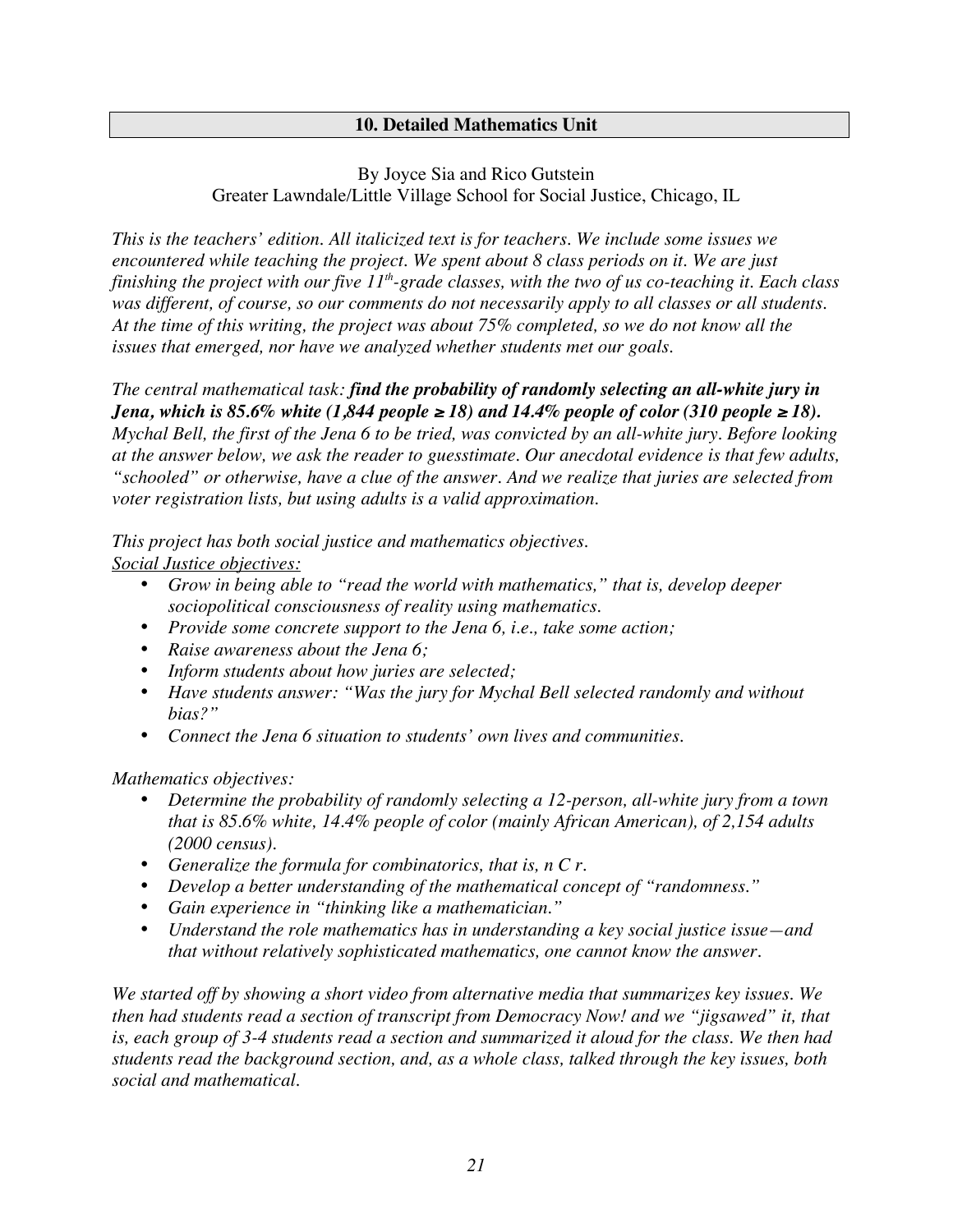## 10. Detailed Mathematics Unit

By Joyce Sia and Rico Gutstein
Greater Lawndale/Little Village School for Social Justice, Chicago, IL

*This is the teachers' edition. All italicized text is for teachers. We include some issues we encountered while teaching the project. We spent about 8 class periods on it. We are just finishing the project with our five 11th-grade classes, with the two of us co-teaching it. Each class was different, of course, so our comments do not necessarily apply to all classes or all students. At the time of this writing, the project was about 75% completed, so we do not know all the issues that emerged, nor have we analyzed whether students met our goals.*

*The central mathematical task:* ***find the probability of randomly selecting an all-white jury in Jena, which is 85.6% white (1,844 people ≥ 18) and 14.4% people of color (310 people ≥ 18).*** *Mychal Bell, the first of the Jena 6 to be tried, was convicted by an all-white jury. Before looking at the answer below, we ask the reader to guesstimate. Our anecdotal evidence is that few adults, "schooled" or otherwise, have a clue of the answer. And we realize that juries are selected from voter registration lists, but using adults is a valid approximation.*

*This project has both social justice and mathematics objectives.*

*Social Justice objectives:*

- *Grow in being able to "read the world with mathematics," that is, develop deeper sociopolitical consciousness of reality using mathematics.*
- *Provide some concrete support to the Jena 6, i.e., take some action;*
- *Raise awareness about the Jena 6;*
- *Inform students about how juries are selected;*
- *Have students answer: "Was the jury for Mychal Bell selected randomly and without bias?"*
- *Connect the Jena 6 situation to students' own lives and communities.*

*Mathematics objectives:*

- *Determine the probability of randomly selecting a 12-person, all-white jury from a town that is 85.6% white, 14.4% people of color (mainly African American), of 2,154 adults (2000 census).*
- *Generalize the formula for combinatorics, that is, n C r.*
- *Develop a better understanding of the mathematical concept of "randomness."*
- *Gain experience in "thinking like a mathematician."*
- *Understand the role mathematics has in understanding a key social justice issue—and that without relatively sophisticated mathematics, one cannot know the answer.*

*We started off by showing a short video from alternative media that summarizes key issues. We then had students read a section of transcript from Democracy Now! and we "jigsawed" it, that is, each group of 3-4 students read a section and summarized it aloud for the class. We then had students read the background section, and, as a whole class, talked through the key issues, both social and mathematical.*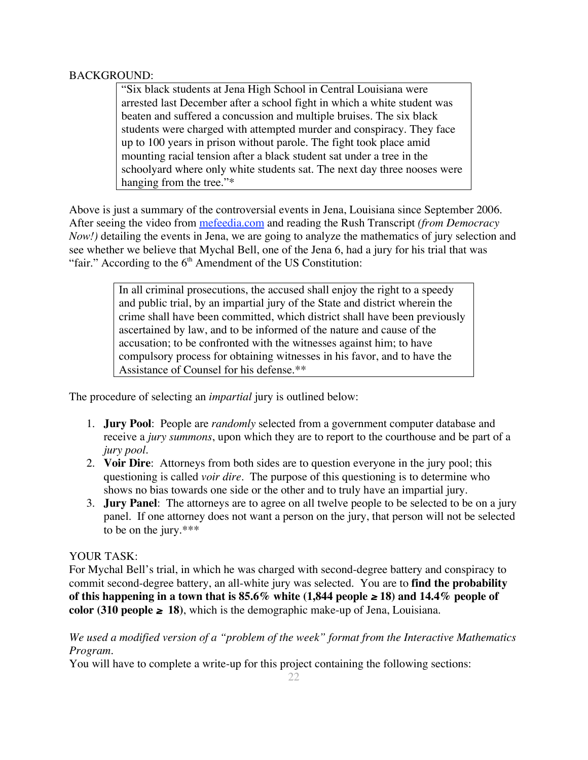BACKGROUND:

> "Six black students at Jena High School in Central Louisiana were arrested last December after a school fight in which a white student was beaten and suffered a concussion and multiple bruises. The six black students were charged with attempted murder and conspiracy. They face up to 100 years in prison without parole. The fight took place amid mounting racial tension after a black student sat under a tree in the schoolyard where only white students sat. The next day three nooses were hanging from the tree."*

Above is just a summary of the controversial events in Jena, Louisiana since September 2006. After seeing the video from [mefeedia.com]() and reading the Rush Transcript *(from Democracy Now!)* detailing the events in Jena, we are going to analyze the mathematics of jury selection and see whether we believe that Mychal Bell, one of the Jena 6, had a jury for his trial that was "fair." According to the 6th Amendment of the US Constitution:

> In all criminal prosecutions, the accused shall enjoy the right to a speedy and public trial, by an impartial jury of the State and district wherein the crime shall have been committed, which district shall have been previously ascertained by law, and to be informed of the nature and cause of the accusation; to be confronted with the witnesses against him; to have compulsory process for obtaining witnesses in his favor, and to have the Assistance of Counsel for his defense.**

The procedure of selecting an *impartial* jury is outlined below:

1. **Jury Pool**: People are *randomly* selected from a government computer database and receive a *jury summons*, upon which they are to report to the courthouse and be part of a *jury pool*.
2. **Voir Dire**: Attorneys from both sides are to question everyone in the jury pool; this questioning is called *voir dire*. The purpose of this questioning is to determine who shows no bias towards one side or the other and to truly have an impartial jury.
3. **Jury Panel**: The attorneys are to agree on all twelve people to be selected to be on a jury panel. If one attorney does not want a person on the jury, that person will not be selected to be on the jury.***

YOUR TASK:
For Mychal Bell's trial, in which he was charged with second-degree battery and conspiracy to commit second-degree battery, an all-white jury was selected. You are to **find the probability of this happening in a town that is 85.6% white (1,844 people $\geq$ 18) and 14.4% people of color (310 people $\geq$ 18)**, which is the demographic make-up of Jena, Louisiana.

*We used a modified version of a "problem of the week" format from the Interactive Mathematics Program.*
You will have to complete a write-up for this project containing the following sections: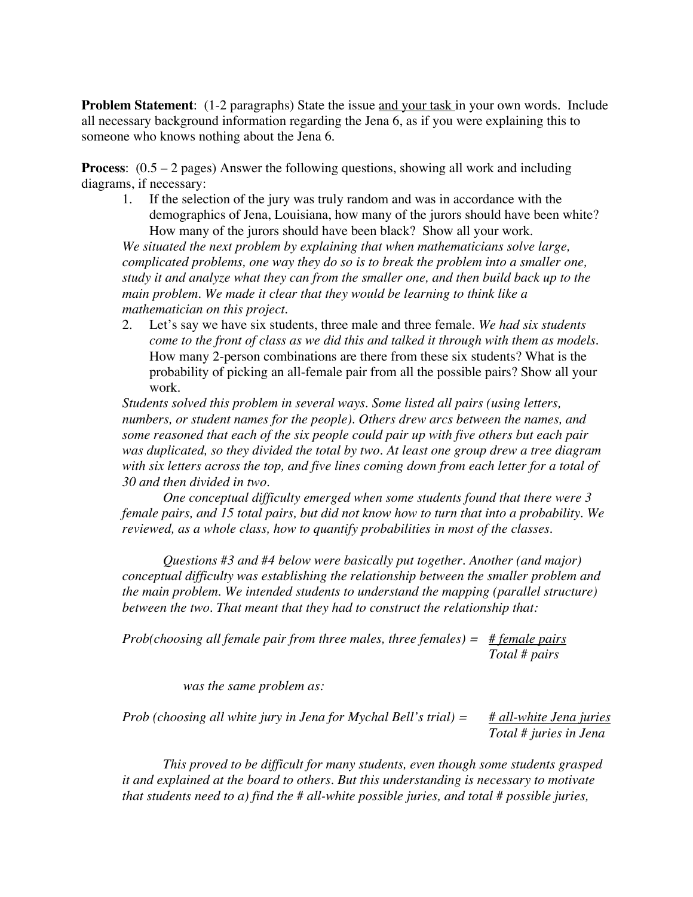**Problem Statement**: (1-2 paragraphs) State the issue and your task in your own words. Include all necessary background information regarding the Jena 6, as if you were explaining this to someone who knows nothing about the Jena 6.

**Process**: (0.5 – 2 pages) Answer the following questions, showing all work and including diagrams, if necessary:

1. If the selection of the jury was truly random and was in accordance with the demographics of Jena, Louisiana, how many of the jurors should have been white? How many of the jurors should have been black? Show all your work.

*We situated the next problem by explaining that when mathematicians solve large, complicated problems, one way they do so is to break the problem into a smaller one, study it and analyze what they can from the smaller one, and then build back up to the main problem. We made it clear that they would be learning to think like a mathematician on this project.*

2. Let's say we have six students, three male and three female. *We had six students come to the front of class as we did this and talked it through with them as models.* How many 2-person combinations are there from these six students? What is the probability of picking an all-female pair from all the possible pairs? Show all your work.

*Students solved this problem in several ways. Some listed all pairs (using letters, numbers, or student names for the people). Others drew arcs between the names, and some reasoned that each of the six people could pair up with five others but each pair was duplicated, so they divided the total by two. At least one group drew a tree diagram with six letters across the top, and five lines coming down from each letter for a total of 30 and then divided in two.*

*One conceptual difficulty emerged when some students found that there were 3 female pairs, and 15 total pairs, but did not know how to turn that into a probability. We reviewed, as a whole class, how to quantify probabilities in most of the classes.*

*Questions #3 and #4 below were basically put together. Another (and major) conceptual difficulty was establishing the relationship between the smaller problem and the main problem. We intended students to understand the mapping (parallel structure) between the two. That meant that they had to construct the relationship that:*

*Prob(choosing all female pair from three males, three females) =* $\dfrac{\textit{\# female pairs}}{\textit{Total \# pairs}}$

*was the same problem as:*

*Prob (choosing all white jury in Jena for Mychal Bell's trial) =* $\dfrac{\textit{\# all-white Jena juries}}{\textit{Total \# juries in Jena}}$

*This proved to be difficult for many students, even though some students grasped it and explained at the board to others. But this understanding is necessary to motivate that students need to a) find the # all-white possible juries, and total # possible juries,*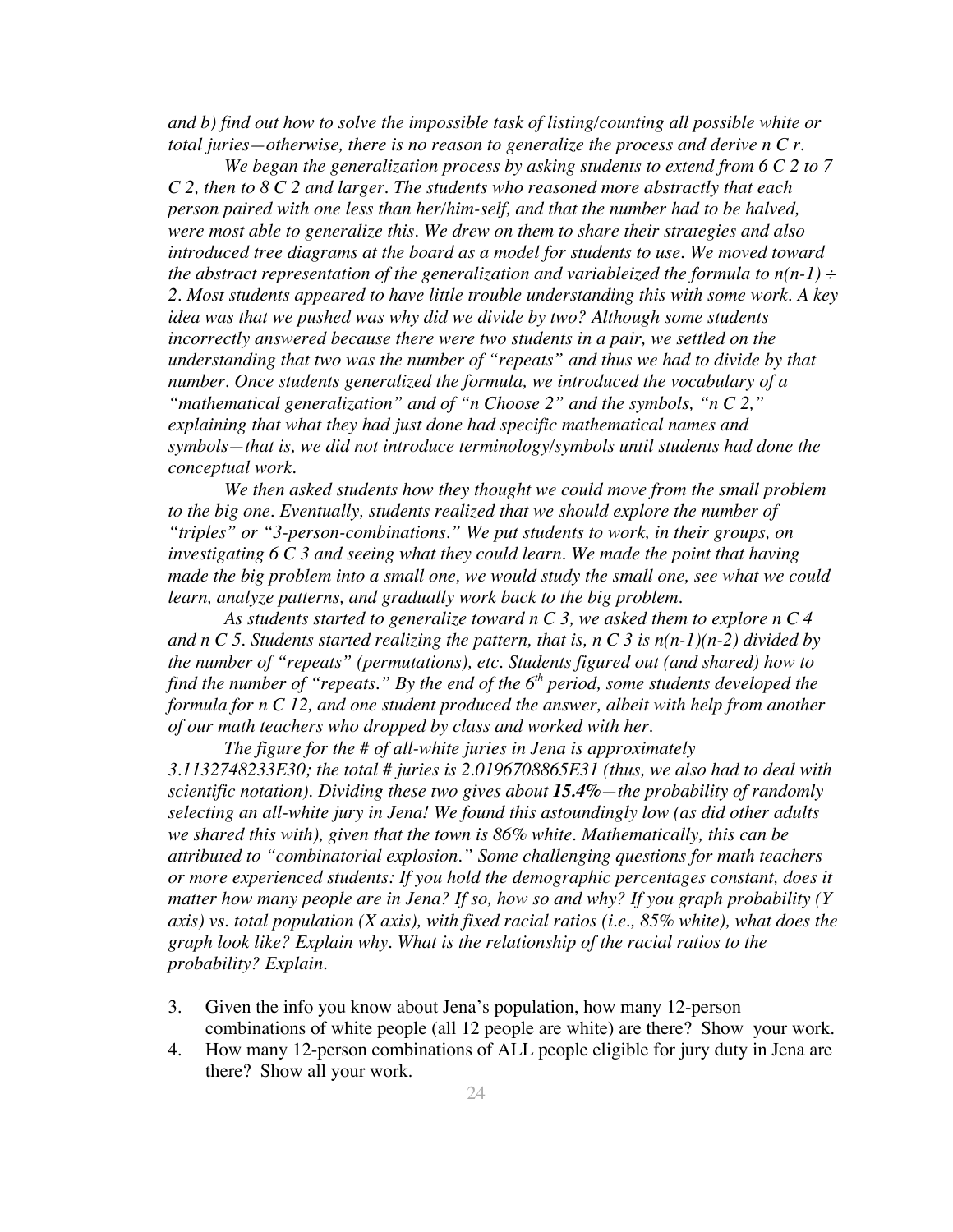*and b) find out how to solve the impossible task of listing/counting all possible white or total juries—otherwise, there is no reason to generalize the process and derive n C r.*

*We began the generalization process by asking students to extend from 6 C 2 to 7 C 2, then to 8 C 2 and larger. The students who reasoned more abstractly that each person paired with one less than her/him-self, and that the number had to be halved, were most able to generalize this. We drew on them to share their strategies and also introduced tree diagrams at the board as a model for students to use. We moved toward the abstract representation of the generalization and variableized the formula to $n(n-1) \div 2$. Most students appeared to have little trouble understanding this with some work. A key idea was that we pushed was why did we divide by two? Although some students incorrectly answered because there were two students in a pair, we settled on the understanding that two was the number of "repeats" and thus we had to divide by that number. Once students generalized the formula, we introduced the vocabulary of a "mathematical generalization" and of "n Choose 2" and the symbols, "n C 2," explaining that what they had just done had specific mathematical names and symbols—that is, we did not introduce terminology/symbols until students had done the conceptual work.*

*We then asked students how they thought we could move from the small problem to the big one. Eventually, students realized that we should explore the number of "triples" or "3-person-combinations." We put students to work, in their groups, on investigating 6 C 3 and seeing what they could learn. We made the point that having made the big problem into a small one, we would study the small one, see what we could learn, analyze patterns, and gradually work back to the big problem.*

*As students started to generalize toward n C 3, we asked them to explore n C 4 and n C 5. Students started realizing the pattern, that is, n C 3 is $n(n-1)(n-2)$ divided by the number of "repeats" (permutations), etc. Students figured out (and shared) how to find the number of "repeats." By the end of the 6th period, some students developed the formula for n C 12, and one student produced the answer, albeit with help from another of our math teachers who dropped by class and worked with her.*

*The figure for the # of all-white juries in Jena is approximately 3.1132748233E30; the total # juries is 2.0196708865E31 (thus, we also had to deal with scientific notation). Dividing these two gives about* ***15.4%****—the probability of randomly selecting an all-white jury in Jena! We found this astoundingly low (as did other adults we shared this with), given that the town is 86% white. Mathematically, this can be attributed to "combinatorial explosion." Some challenging questions for math teachers or more experienced students: If you hold the demographic percentages constant, does it matter how many people are in Jena? If so, how so and why? If you graph probability (Y axis) vs. total population (X axis), with fixed racial ratios (i.e., 85% white), what does the graph look like? Explain why. What is the relationship of the racial ratios to the probability? Explain.*

3. Given the info you know about Jena's population, how many 12-person combinations of white people (all 12 people are white) are there? Show your work.
4. How many 12-person combinations of ALL people eligible for jury duty in Jena are there? Show all your work.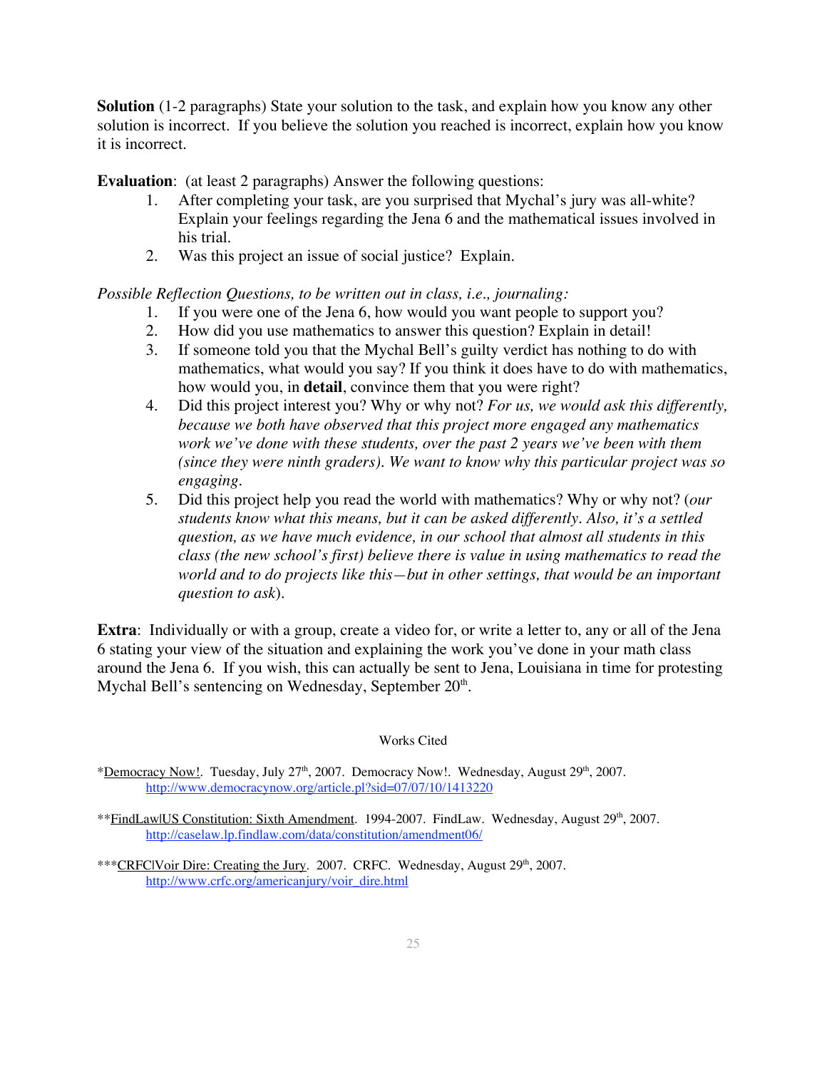**Solution** (1-2 paragraphs) State your solution to the task, and explain how you know any other solution is incorrect. If you believe the solution you reached is incorrect, explain how you know it is incorrect.

**Evaluation**: (at least 2 paragraphs) Answer the following questions:

1. After completing your task, are you surprised that Mychal's jury was all-white? Explain your feelings regarding the Jena 6 and the mathematical issues involved in his trial.
2. Was this project an issue of social justice? Explain.

*Possible Reflection Questions, to be written out in class, i.e., journaling:*

1. If you were one of the Jena 6, how would you want people to support you?
2. How did you use mathematics to answer this question? Explain in detail!
3. If someone told you that the Mychal Bell's guilty verdict has nothing to do with mathematics, what would you say? If you think it does have to do with mathematics, how would you, in **detail**, convince them that you were right?
4. Did this project interest you? Why or why not? *For us, we would ask this differently, because we both have observed that this project more engaged any mathematics work we've done with these students, over the past 2 years we've been with them (since they were ninth graders). We want to know why this particular project was so engaging.*
5. Did this project help you read the world with mathematics? Why or why not? (*our students know what this means, but it can be asked differently. Also, it's a settled question, as we have much evidence, in our school that almost all students in this class (the new school's first) believe there is value in using mathematics to read the world and to do projects like this—but in other settings, that would be an important question to ask*).

**Extra**: Individually or with a group, create a video for, or write a letter to, any or all of the Jena 6 stating your view of the situation and explaining the work you've done in your math class around the Jena 6. If you wish, this can actually be sent to Jena, Louisiana in time for protesting Mychal Bell's sentencing on Wednesday, September 20th.

Works Cited

*Democracy Now!. Tuesday, July 27th, 2007. Democracy Now!. Wednesday, August 29th, 2007. http://www.democracynow.org/article.pl?sid=07/07/10/1413220

**FindLaw|US Constitution: Sixth Amendment. 1994-2007. FindLaw. Wednesday, August 29th, 2007. http://caselaw.lp.findlaw.com/data/constitution/amendment06/

***CRFC|Voir Dire: Creating the Jury. 2007. CRFC. Wednesday, August 29th, 2007. http://www.crfc.org/americanjury/voir_dire.html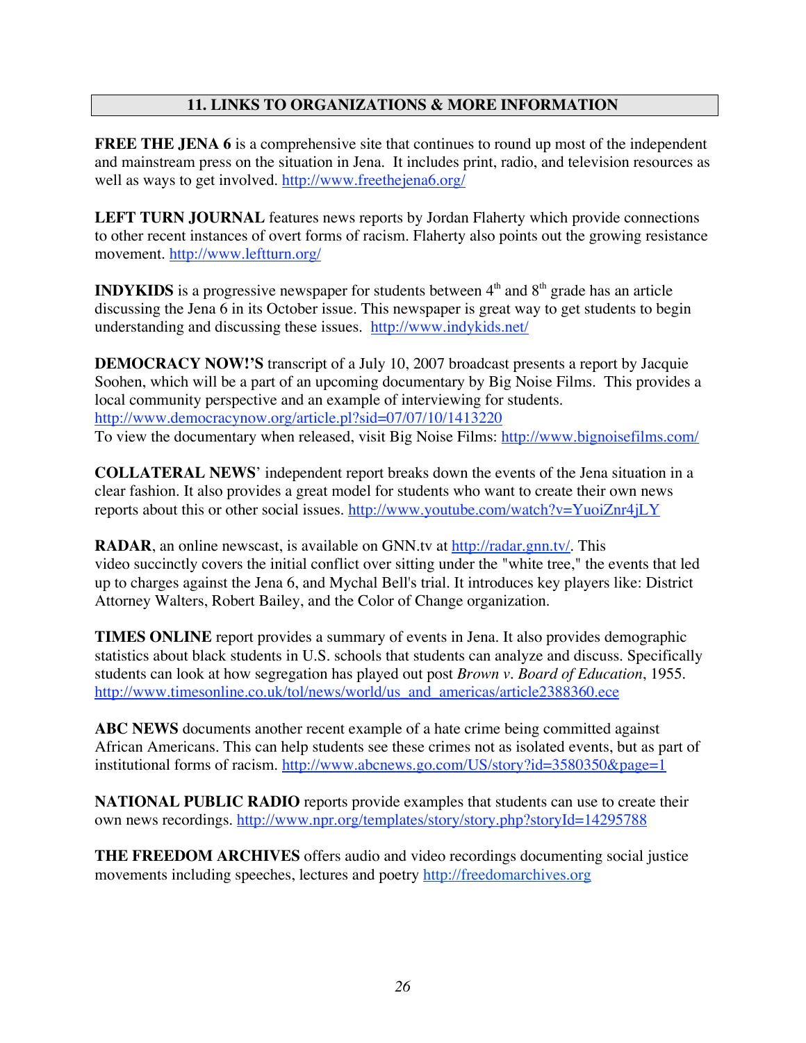## 11. LINKS TO ORGANIZATIONS & MORE INFORMATION

**FREE THE JENA 6** is a comprehensive site that continues to round up most of the independent and mainstream press on the situation in Jena. It includes print, radio, and television resources as well as ways to get involved. http://www.freethejena6.org/

**LEFT TURN JOURNAL** features news reports by Jordan Flaherty which provide connections to other recent instances of overt forms of racism. Flaherty also points out the growing resistance movement. http://www.leftturn.org/

**INDYKIDS** is a progressive newspaper for students between 4th and 8th grade has an article discussing the Jena 6 in its October issue. This newspaper is great way to get students to begin understanding and discussing these issues. http://www.indykids.net/

**DEMOCRACY NOW!'S** transcript of a July 10, 2007 broadcast presents a report by Jacquie Soohen, which will be a part of an upcoming documentary by Big Noise Films. This provides a local community perspective and an example of interviewing for students. http://www.democracynow.org/article.pl?sid=07/07/10/1413220
To view the documentary when released, visit Big Noise Films: http://www.bignoisefilms.com/

**COLLATERAL NEWS**' independent report breaks down the events of the Jena situation in a clear fashion. It also provides a great model for students who want to create their own news reports about this or other social issues. http://www.youtube.com/watch?v=YuoiZnr4jLY

**RADAR**, an online newscast, is available on GNN.tv at http://radar.gnn.tv/. This video succinctly covers the initial conflict over sitting under the "white tree," the events that led up to charges against the Jena 6, and Mychal Bell's trial. It introduces key players like: District Attorney Walters, Robert Bailey, and the Color of Change organization.

**TIMES ONLINE** report provides a summary of events in Jena. It also provides demographic statistics about black students in U.S. schools that students can analyze and discuss. Specifically students can look at how segregation has played out post *Brown v. Board of Education*, 1955. http://www.timesonline.co.uk/tol/news/world/us_and_americas/article2388360.ece

**ABC NEWS** documents another recent example of a hate crime being committed against African Americans. This can help students see these crimes not as isolated events, but as part of institutional forms of racism. http://www.abcnews.go.com/US/story?id=3580350&page=1

**NATIONAL PUBLIC RADIO** reports provide examples that students can use to create their own news recordings. http://www.npr.org/templates/story/story.php?storyId=14295788

**THE FREEDOM ARCHIVES** offers audio and video recordings documenting social justice movements including speeches, lectures and poetry http://freedomarchives.org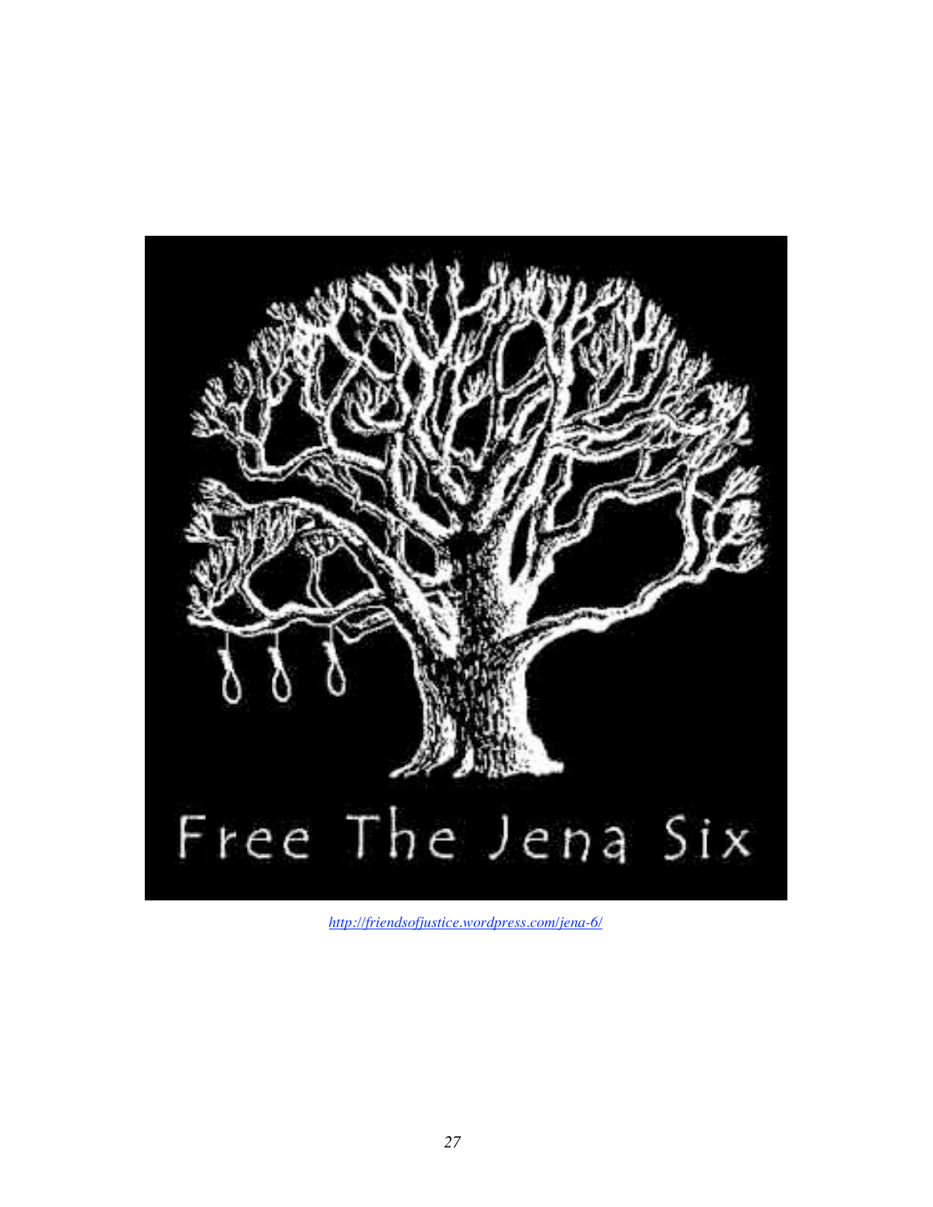Free The Jena Six

http://friendsofjustice.wordpress.com/jena-6/